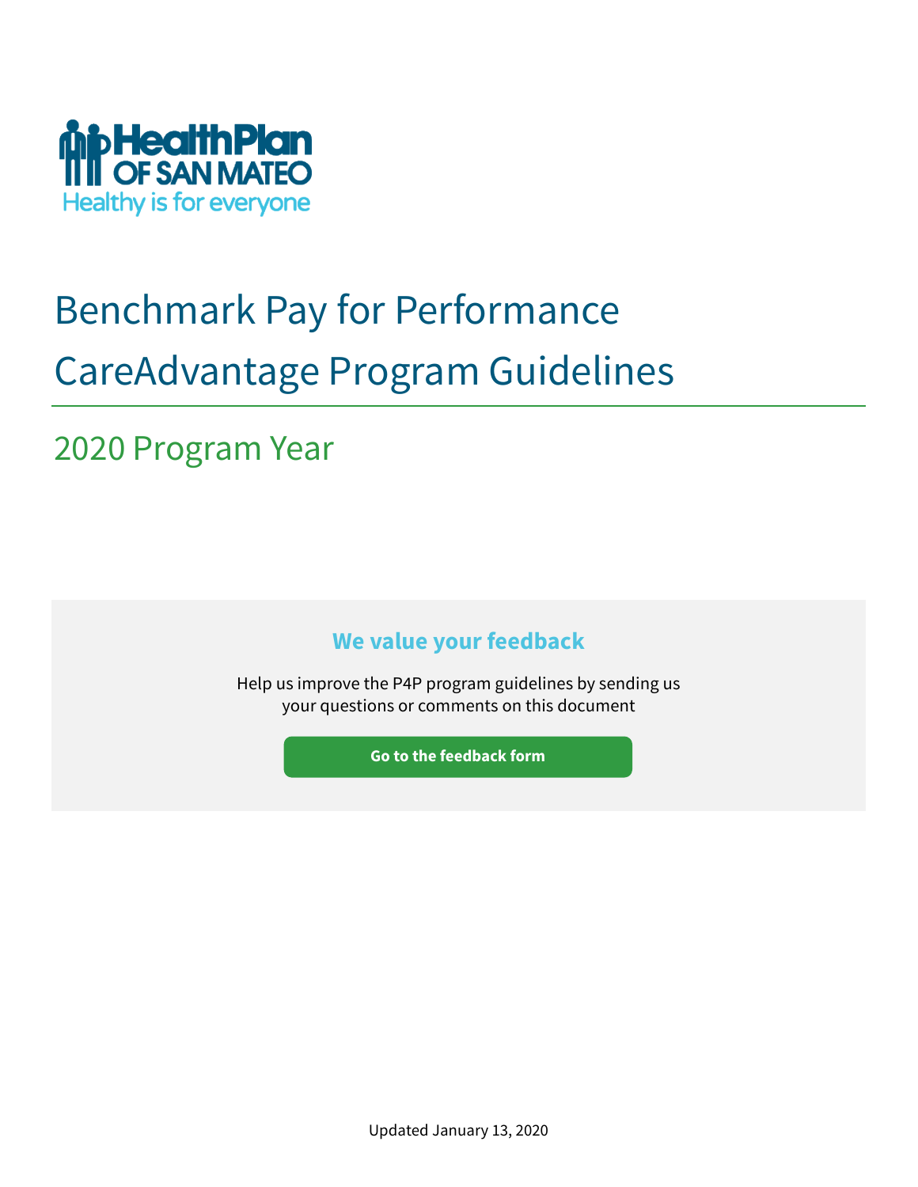HealthPlan OF SAN MATEO
Healthy is for everyone

# Benchmark Pay for Performance CareAdvantage Program Guidelines

## 2020 Program Year

### We value your feedback

Help us improve the P4P program guidelines by sending us your questions or comments on this document

**Go to the feedback form**

Updated January 13, 2020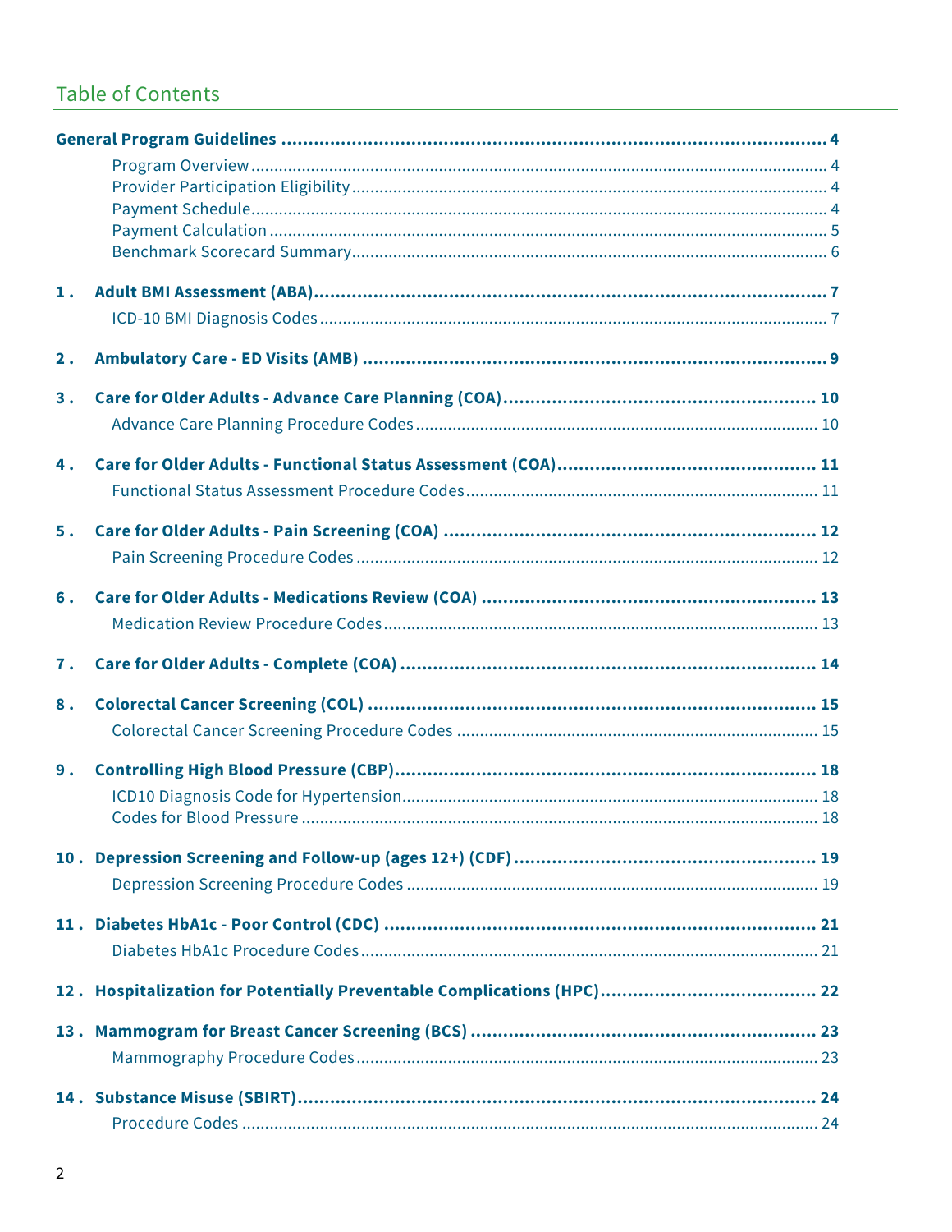## Table of Contents

**General Program Guidelines** ........ 4

- Program Overview ........ 4
- Provider Participation Eligibility ........ 4
- Payment Schedule ........ 4
- Payment Calculation ........ 5
- Benchmark Scorecard Summary ........ 6

**1. Adult BMI Assessment (ABA)** ........ 7

- ICD-10 BMI Diagnosis Codes ........ 7

**2. Ambulatory Care - ED Visits (AMB)** ........ 9

**3. Care for Older Adults - Advance Care Planning (COA)** ........ 10

- Advance Care Planning Procedure Codes ........ 10

**4. Care for Older Adults - Functional Status Assessment (COA)** ........ 11

- Functional Status Assessment Procedure Codes ........ 11

**5. Care for Older Adults - Pain Screening (COA)** ........ 12

- Pain Screening Procedure Codes ........ 12

**6. Care for Older Adults - Medications Review (COA)** ........ 13

- Medication Review Procedure Codes ........ 13

**7. Care for Older Adults - Complete (COA)** ........ 14

**8. Colorectal Cancer Screening (COL)** ........ 15

- Colorectal Cancer Screening Procedure Codes ........ 15

**9. Controlling High Blood Pressure (CBP)** ........ 18

- ICD10 Diagnosis Code for Hypertension ........ 18
- Codes for Blood Pressure ........ 18

**10. Depression Screening and Follow-up (ages 12+) (CDF)** ........ 19

- Depression Screening Procedure Codes ........ 19

**11. Diabetes HbA1c - Poor Control (CDC)** ........ 21

- Diabetes HbA1c Procedure Codes ........ 21

**12. Hospitalization for Potentially Preventable Complications (HPC)** ........ 22

**13. Mammogram for Breast Cancer Screening (BCS)** ........ 23

- Mammography Procedure Codes ........ 23

**14. Substance Misuse (SBIRT)** ........ 24

- Procedure Codes ........ 24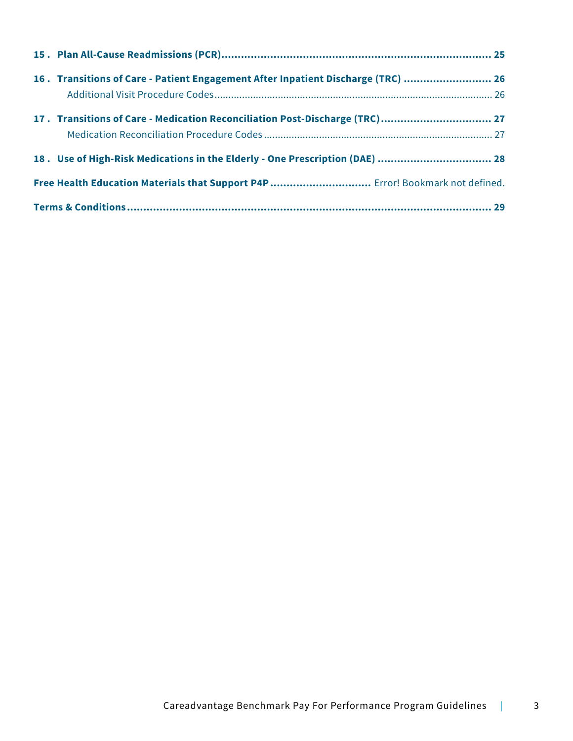**15 . Plan All-Cause Readmissions (PCR)** .......... **25**

**16 . Transitions of Care - Patient Engagement After Inpatient Discharge (TRC)** .......... **26**

- Additional Visit Procedure Codes .......... 26

**17 . Transitions of Care - Medication Reconciliation Post-Discharge (TRC)** .......... **27**

- Medication Reconciliation Procedure Codes .......... 27

**18 . Use of High-Risk Medications in the Elderly - One Prescription (DAE)** .......... **28**

**Free Health Education Materials that Support P4P** .......... Error! Bookmark not defined.

**Terms & Conditions** .......... **29**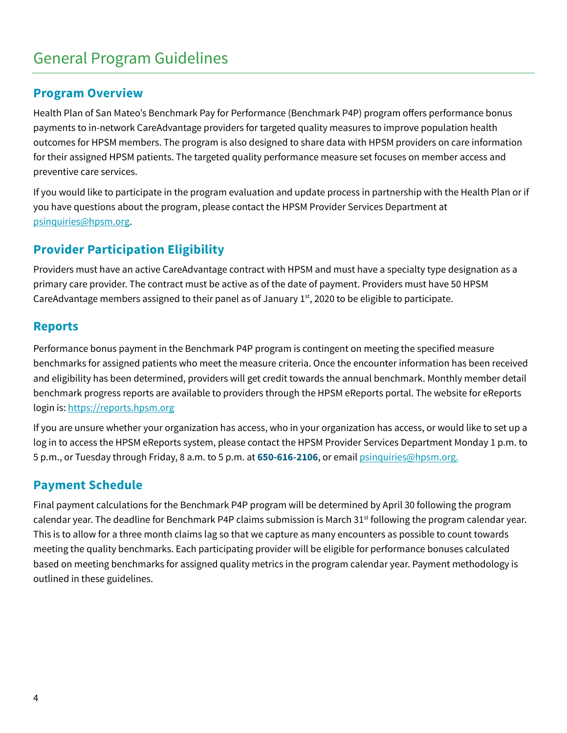# General Program Guidelines

## Program Overview

Health Plan of San Mateo's Benchmark Pay for Performance (Benchmark P4P) program offers performance bonus payments to in-network CareAdvantage providers for targeted quality measures to improve population health outcomes for HPSM members. The program is also designed to share data with HPSM providers on care information for their assigned HPSM patients. The targeted quality performance measure set focuses on member access and preventive care services.

If you would like to participate in the program evaluation and update process in partnership with the Health Plan or if you have questions about the program, please contact the HPSM Provider Services Department at psinquiries@hpsm.org.

## Provider Participation Eligibility

Providers must have an active CareAdvantage contract with HPSM and must have a specialty type designation as a primary care provider. The contract must be active as of the date of payment. Providers must have 50 HPSM CareAdvantage members assigned to their panel as of January 1st, 2020 to be eligible to participate.

## Reports

Performance bonus payment in the Benchmark P4P program is contingent on meeting the specified measure benchmarks for assigned patients who meet the measure criteria. Once the encounter information has been received and eligibility has been determined, providers will get credit towards the annual benchmark. Monthly member detail benchmark progress reports are available to providers through the HPSM eReports portal. The website for eReports login is: https://reports.hpsm.org

If you are unsure whether your organization has access, who in your organization has access, or would like to set up a log in to access the HPSM eReports system, please contact the HPSM Provider Services Department Monday 1 p.m. to 5 p.m., or Tuesday through Friday, 8 a.m. to 5 p.m. at **650-616-2106**, or email psinquiries@hpsm.org.

## Payment Schedule

Final payment calculations for the Benchmark P4P program will be determined by April 30 following the program calendar year. The deadline for Benchmark P4P claims submission is March 31st following the program calendar year. This is to allow for a three month claims lag so that we capture as many encounters as possible to count towards meeting the quality benchmarks. Each participating provider will be eligible for performance bonuses calculated based on meeting benchmarks for assigned quality metrics in the program calendar year. Payment methodology is outlined in these guidelines.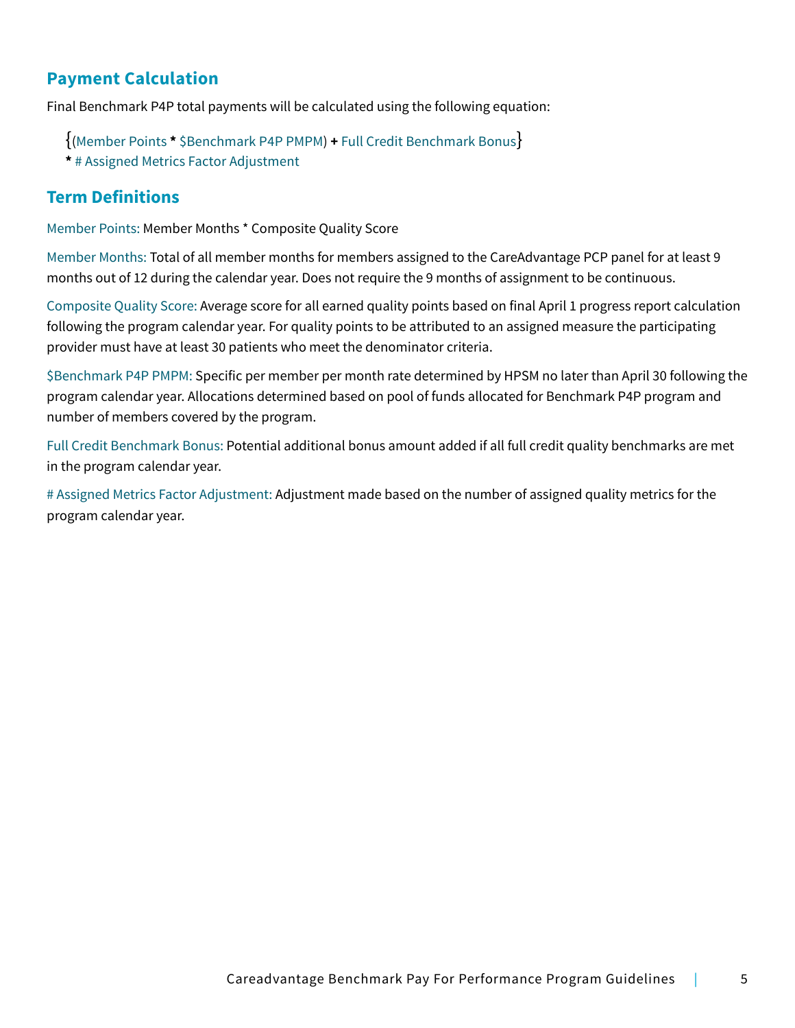## Payment Calculation

Final Benchmark P4P total payments will be calculated using the following equation:

{(Member Points * $Benchmark P4P PMPM) + Full Credit Benchmark Bonus}
* # Assigned Metrics Factor Adjustment

## Term Definitions

Member Points: Member Months * Composite Quality Score

Member Months: Total of all member months for members assigned to the CareAdvantage PCP panel for at least 9 months out of 12 during the calendar year. Does not require the 9 months of assignment to be continuous.

Composite Quality Score: Average score for all earned quality points based on final April 1 progress report calculation following the program calendar year. For quality points to be attributed to an assigned measure the participating provider must have at least 30 patients who meet the denominator criteria.

$Benchmark P4P PMPM: Specific per member per month rate determined by HPSM no later than April 30 following the program calendar year. Allocations determined based on pool of funds allocated for Benchmark P4P program and number of members covered by the program.

Full Credit Benchmark Bonus: Potential additional bonus amount added if all full credit quality benchmarks are met in the program calendar year.

# Assigned Metrics Factor Adjustment: Adjustment made based on the number of assigned quality metrics for the program calendar year.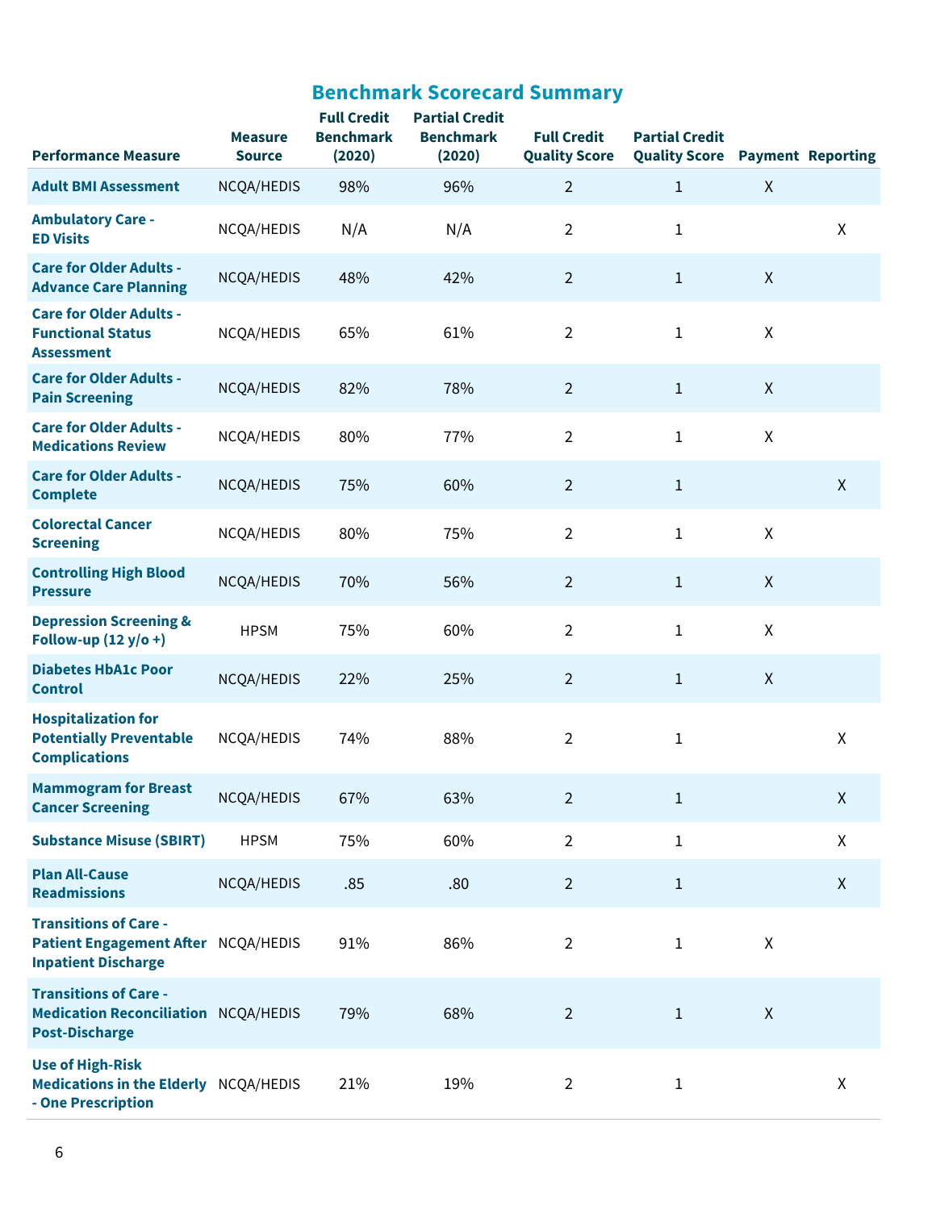## Benchmark Scorecard Summary

| Performance Measure | Measure Source | Full Credit Benchmark (2020) | Partial Credit Benchmark (2020) | Full Credit Quality Score | Partial Credit Quality Score | Payment | Reporting |
|---|---|---|---|---|---|---|---|
| Adult BMI Assessment | NCQA/HEDIS | 98% | 96% | 2 | 1 | X | |
| Ambulatory Care - ED Visits | NCQA/HEDIS | N/A | N/A | 2 | 1 | | X |
| Care for Older Adults - Advance Care Planning | NCQA/HEDIS | 48% | 42% | 2 | 1 | X | |
| Care for Older Adults - Functional Status Assessment | NCQA/HEDIS | 65% | 61% | 2 | 1 | X | |
| Care for Older Adults - Pain Screening | NCQA/HEDIS | 82% | 78% | 2 | 1 | X | |
| Care for Older Adults - Medications Review | NCQA/HEDIS | 80% | 77% | 2 | 1 | X | |
| Care for Older Adults - Complete | NCQA/HEDIS | 75% | 60% | 2 | 1 | | X |
| Colorectal Cancer Screening | NCQA/HEDIS | 80% | 75% | 2 | 1 | X | |
| Controlling High Blood Pressure | NCQA/HEDIS | 70% | 56% | 2 | 1 | X | |
| Depression Screening & Follow-up (12 y/o +) | HPSM | 75% | 60% | 2 | 1 | X | |
| Diabetes HbA1c Poor Control | NCQA/HEDIS | 22% | 25% | 2 | 1 | X | |
| Hospitalization for Potentially Preventable Complications | NCQA/HEDIS | 74% | 88% | 2 | 1 | | X |
| Mammogram for Breast Cancer Screening | NCQA/HEDIS | 67% | 63% | 2 | 1 | | X |
| Substance Misuse (SBIRT) | HPSM | 75% | 60% | 2 | 1 | | X |
| Plan All-Cause Readmissions | NCQA/HEDIS | .85 | .80 | 2 | 1 | | X |
| Transitions of Care - Patient Engagement After Inpatient Discharge | NCQA/HEDIS | 91% | 86% | 2 | 1 | X | |
| Transitions of Care - Medication Reconciliation Post-Discharge | NCQA/HEDIS | 79% | 68% | 2 | 1 | X | |
| Use of High-Risk Medications in the Elderly - One Prescription | NCQA/HEDIS | 21% | 19% | 2 | 1 | | X |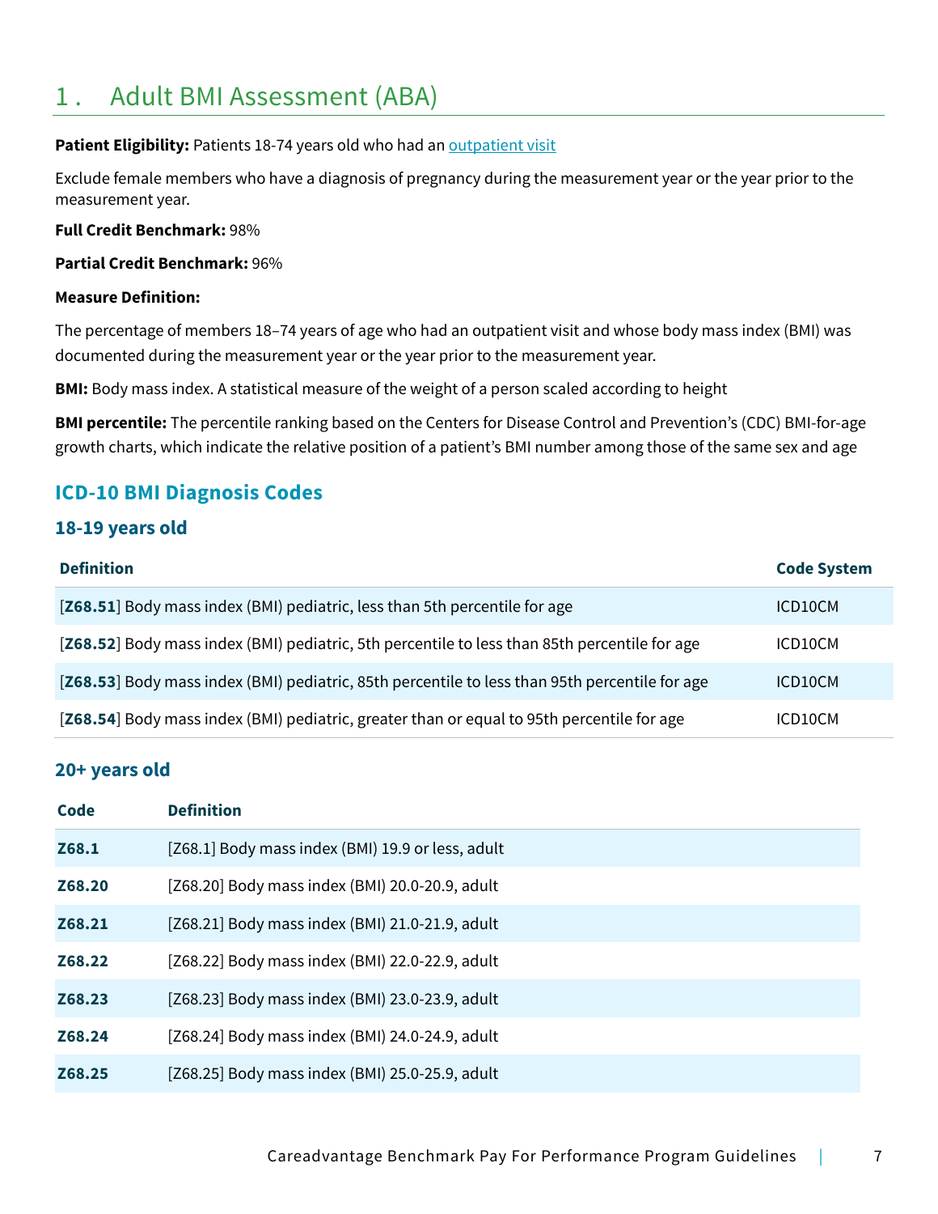# 1 . Adult BMI Assessment (ABA)

**Patient Eligibility:** Patients 18-74 years old who had an outpatient visit

Exclude female members who have a diagnosis of pregnancy during the measurement year or the year prior to the measurement year.

**Full Credit Benchmark:** 98%

**Partial Credit Benchmark:** 96%

**Measure Definition:**

The percentage of members 18–74 years of age who had an outpatient visit and whose body mass index (BMI) was documented during the measurement year or the year prior to the measurement year.

**BMI:** Body mass index. A statistical measure of the weight of a person scaled according to height

**BMI percentile:** The percentile ranking based on the Centers for Disease Control and Prevention's (CDC) BMI-for-age growth charts, which indicate the relative position of a patient's BMI number among those of the same sex and age

## ICD-10 BMI Diagnosis Codes

### 18-19 years old

| Definition | Code System |
|---|---|
| [**Z68.51**] Body mass index (BMI) pediatric, less than 5th percentile for age | ICD10CM |
| [**Z68.52**] Body mass index (BMI) pediatric, 5th percentile to less than 85th percentile for age | ICD10CM |
| [**Z68.53**] Body mass index (BMI) pediatric, 85th percentile to less than 95th percentile for age | ICD10CM |
| [**Z68.54**] Body mass index (BMI) pediatric, greater than or equal to 95th percentile for age | ICD10CM |

### 20+ years old

| Code | Definition |
|---|---|
| **Z68.1** | [Z68.1] Body mass index (BMI) 19.9 or less, adult |
| **Z68.20** | [Z68.20] Body mass index (BMI) 20.0-20.9, adult |
| **Z68.21** | [Z68.21] Body mass index (BMI) 21.0-21.9, adult |
| **Z68.22** | [Z68.22] Body mass index (BMI) 22.0-22.9, adult |
| **Z68.23** | [Z68.23] Body mass index (BMI) 23.0-23.9, adult |
| **Z68.24** | [Z68.24] Body mass index (BMI) 24.0-24.9, adult |
| **Z68.25** | [Z68.25] Body mass index (BMI) 25.0-25.9, adult |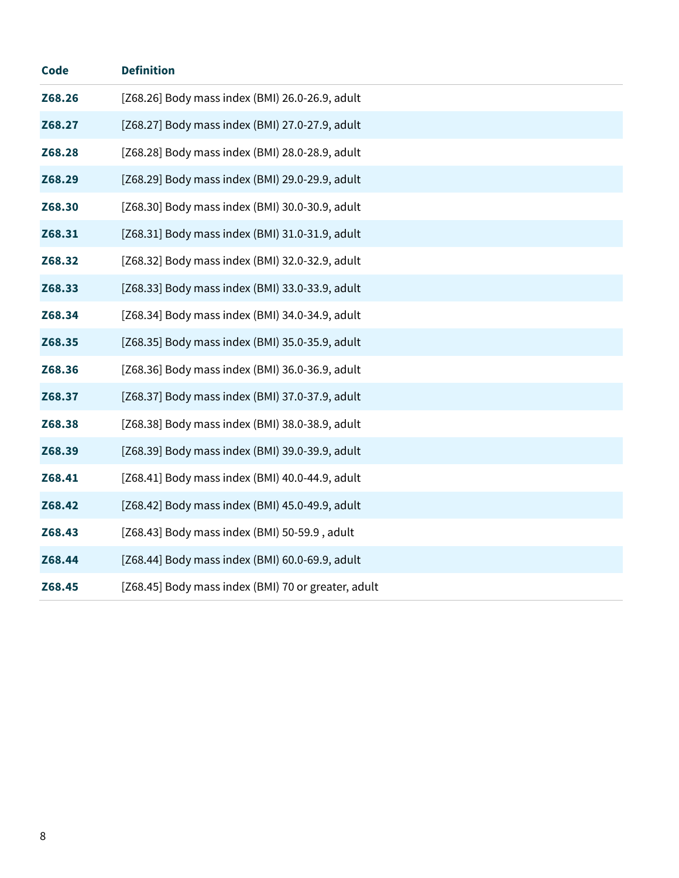| Code | Definition |
|---|---|
| **Z68.26** | [Z68.26] Body mass index (BMI) 26.0-26.9, adult |
| **Z68.27** | [Z68.27] Body mass index (BMI) 27.0-27.9, adult |
| **Z68.28** | [Z68.28] Body mass index (BMI) 28.0-28.9, adult |
| **Z68.29** | [Z68.29] Body mass index (BMI) 29.0-29.9, adult |
| **Z68.30** | [Z68.30] Body mass index (BMI) 30.0-30.9, adult |
| **Z68.31** | [Z68.31] Body mass index (BMI) 31.0-31.9, adult |
| **Z68.32** | [Z68.32] Body mass index (BMI) 32.0-32.9, adult |
| **Z68.33** | [Z68.33] Body mass index (BMI) 33.0-33.9, adult |
| **Z68.34** | [Z68.34] Body mass index (BMI) 34.0-34.9, adult |
| **Z68.35** | [Z68.35] Body mass index (BMI) 35.0-35.9, adult |
| **Z68.36** | [Z68.36] Body mass index (BMI) 36.0-36.9, adult |
| **Z68.37** | [Z68.37] Body mass index (BMI) 37.0-37.9, adult |
| **Z68.38** | [Z68.38] Body mass index (BMI) 38.0-38.9, adult |
| **Z68.39** | [Z68.39] Body mass index (BMI) 39.0-39.9, adult |
| **Z68.41** | [Z68.41] Body mass index (BMI) 40.0-44.9, adult |
| **Z68.42** | [Z68.42] Body mass index (BMI) 45.0-49.9, adult |
| **Z68.43** | [Z68.43] Body mass index (BMI) 50-59.9 , adult |
| **Z68.44** | [Z68.44] Body mass index (BMI) 60.0-69.9, adult |
| **Z68.45** | [Z68.45] Body mass index (BMI) 70 or greater, adult |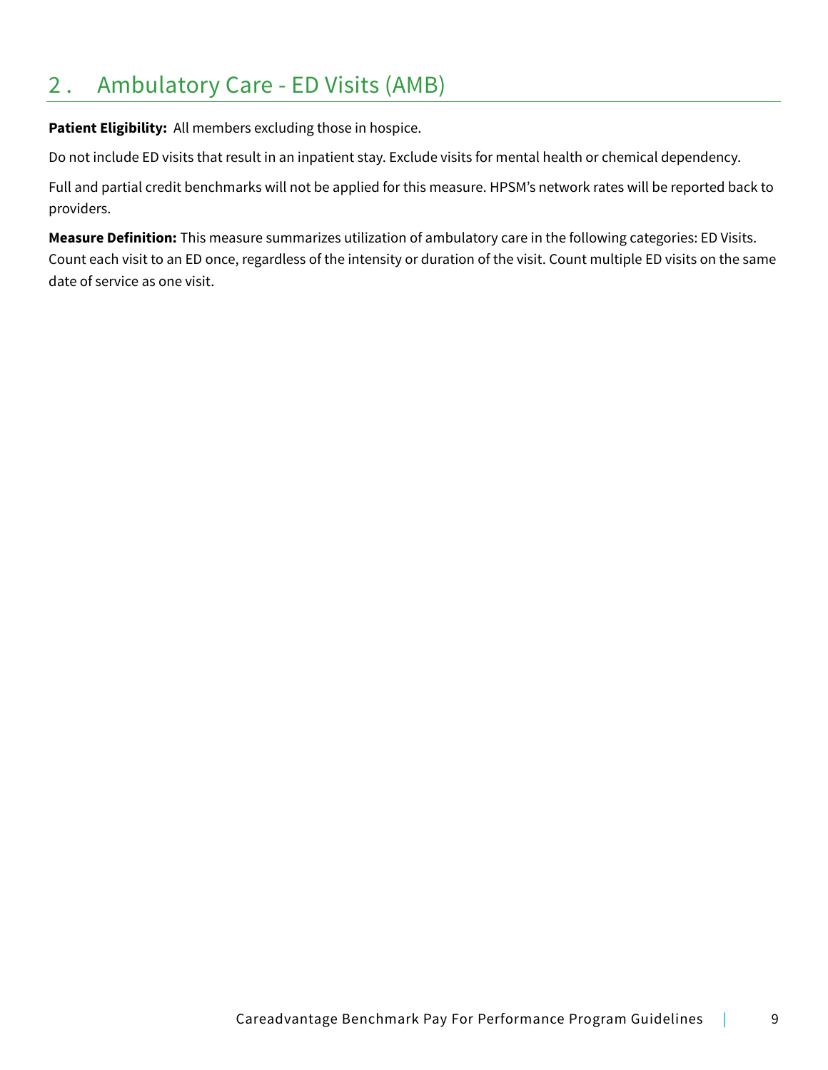## 2 . Ambulatory Care - ED Visits (AMB)

**Patient Eligibility:** All members excluding those in hospice.

Do not include ED visits that result in an inpatient stay. Exclude visits for mental health or chemical dependency.

Full and partial credit benchmarks will not be applied for this measure. HPSM's network rates will be reported back to providers.

**Measure Definition:** This measure summarizes utilization of ambulatory care in the following categories: ED Visits. Count each visit to an ED once, regardless of the intensity or duration of the visit. Count multiple ED visits on the same date of service as one visit.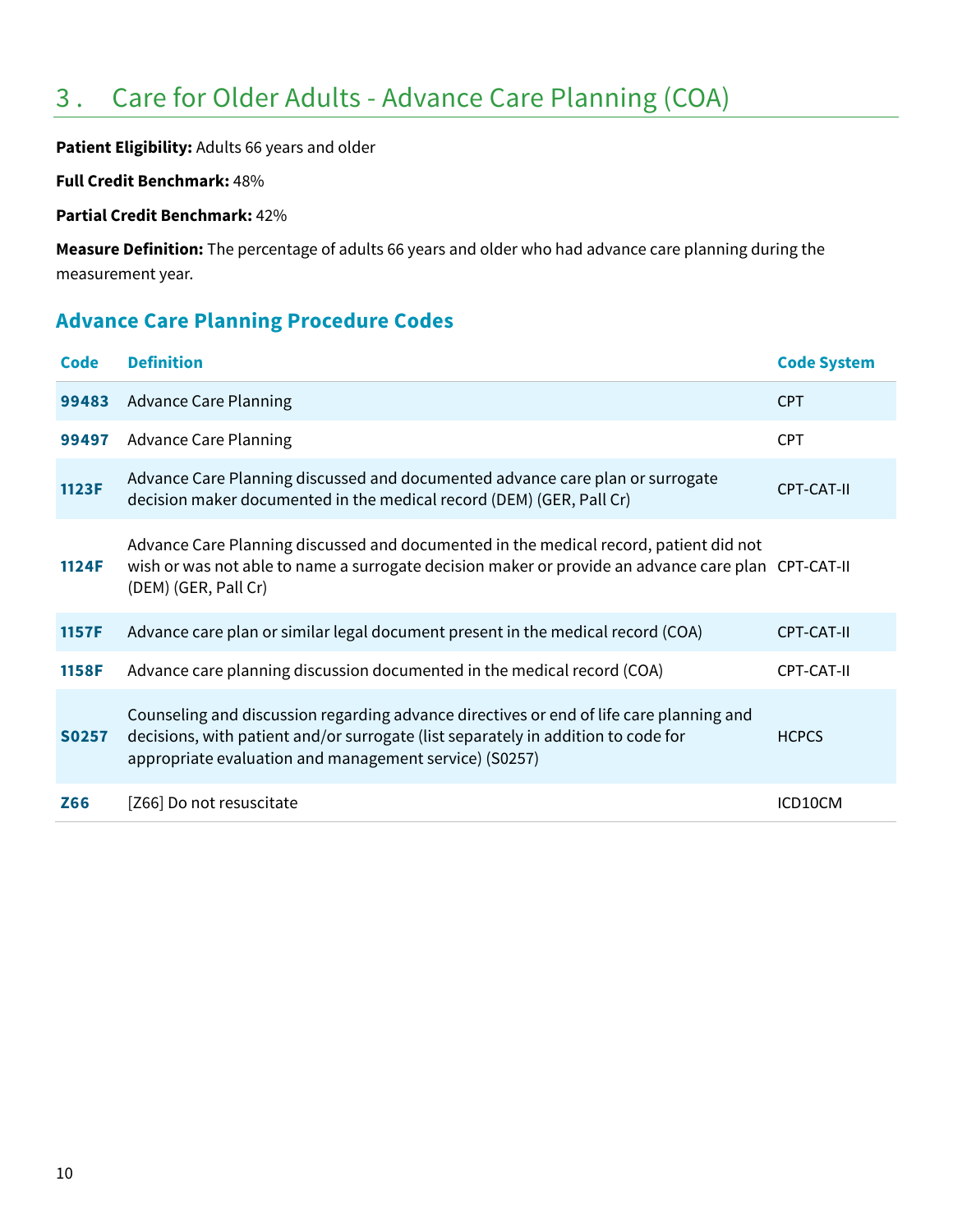# 3 . Care for Older Adults - Advance Care Planning (COA)

**Patient Eligibility:** Adults 66 years and older

**Full Credit Benchmark:** 48%

**Partial Credit Benchmark:** 42%

**Measure Definition:** The percentage of adults 66 years and older who had advance care planning during the measurement year.

## Advance Care Planning Procedure Codes

| Code | Definition | Code System |
|---|---|---|
| **99483** | Advance Care Planning | CPT |
| **99497** | Advance Care Planning | CPT |
| **1123F** | Advance Care Planning discussed and documented advance care plan or surrogate decision maker documented in the medical record (DEM) (GER, Pall Cr) | CPT-CAT-II |
| **1124F** | Advance Care Planning discussed and documented in the medical record, patient did not wish or was not able to name a surrogate decision maker or provide an advance care plan (DEM) (GER, Pall Cr) | CPT-CAT-II |
| **1157F** | Advance care plan or similar legal document present in the medical record (COA) | CPT-CAT-II |
| **1158F** | Advance care planning discussion documented in the medical record (COA) | CPT-CAT-II |
| **S0257** | Counseling and discussion regarding advance directives or end of life care planning and decisions, with patient and/or surrogate (list separately in addition to code for appropriate evaluation and management service) (S0257) | HCPCS |
| **Z66** | [Z66] Do not resuscitate | ICD10CM |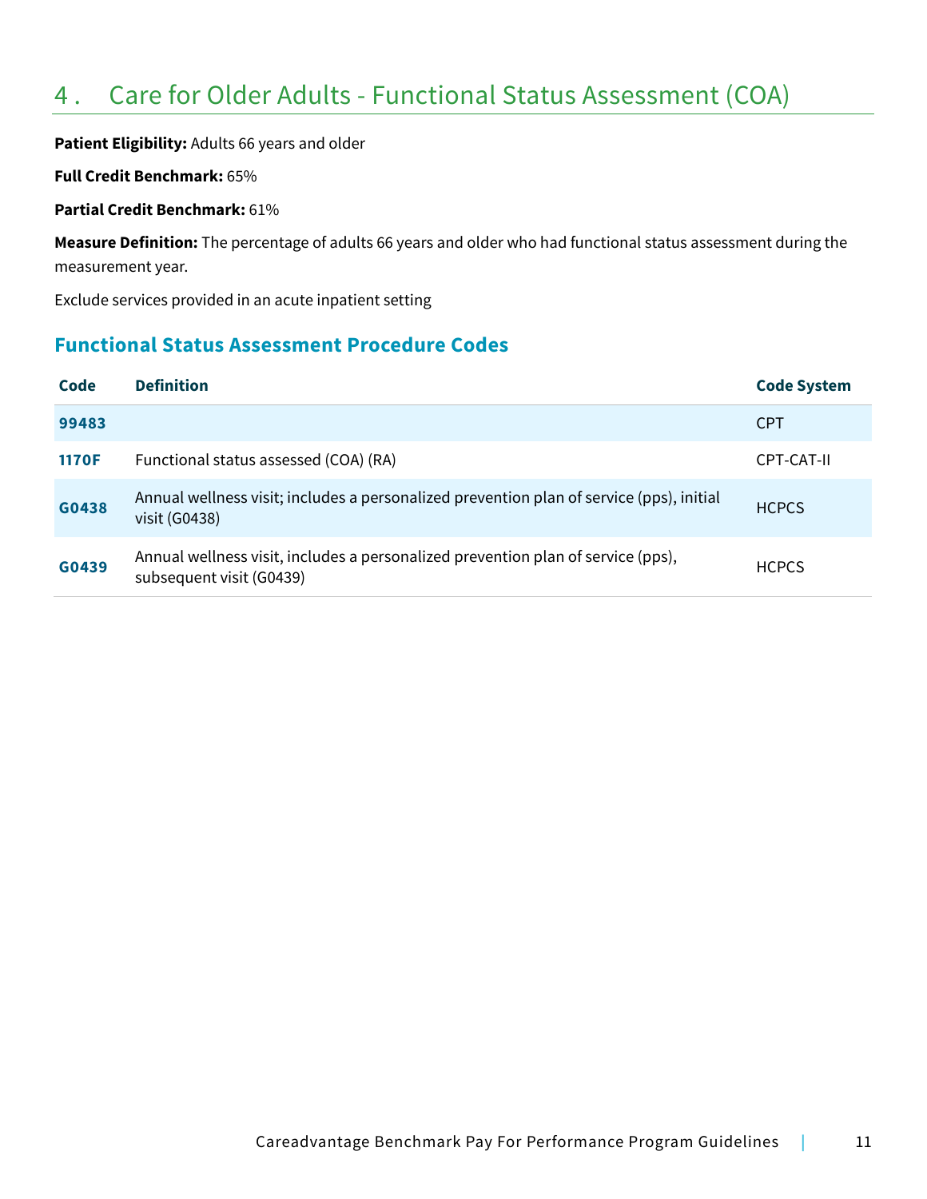## 4 . Care for Older Adults - Functional Status Assessment (COA)

**Patient Eligibility:** Adults 66 years and older

**Full Credit Benchmark:** 65%

**Partial Credit Benchmark:** 61%

**Measure Definition:** The percentage of adults 66 years and older who had functional status assessment during the measurement year.

Exclude services provided in an acute inpatient setting

### Functional Status Assessment Procedure Codes

| Code | Definition | Code System |
|---|---|---|
| **99483** | | CPT |
| **1170F** | Functional status assessed (COA) (RA) | CPT-CAT-II |
| **G0438** | Annual wellness visit; includes a personalized prevention plan of service (pps), initial visit (G0438) | HCPCS |
| **G0439** | Annual wellness visit, includes a personalized prevention plan of service (pps), subsequent visit (G0439) | HCPCS |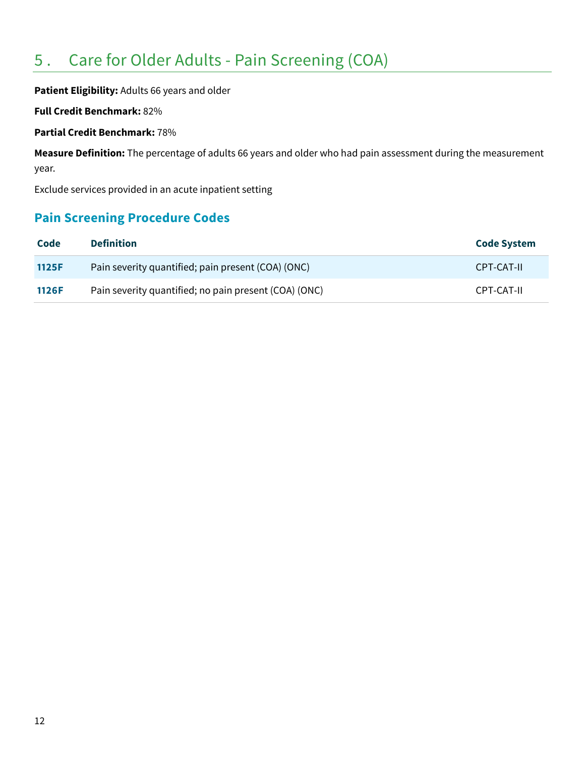# 5 . Care for Older Adults - Pain Screening (COA)

**Patient Eligibility:** Adults 66 years and older

**Full Credit Benchmark:** 82%

**Partial Credit Benchmark:** 78%

**Measure Definition:** The percentage of adults 66 years and older who had pain assessment during the measurement year.

Exclude services provided in an acute inpatient setting

## Pain Screening Procedure Codes

| Code | Definition | Code System |
|---|---|---|
| **1125F** | Pain severity quantified; pain present (COA) (ONC) | CPT-CAT-II |
| **1126F** | Pain severity quantified; no pain present (COA) (ONC) | CPT-CAT-II |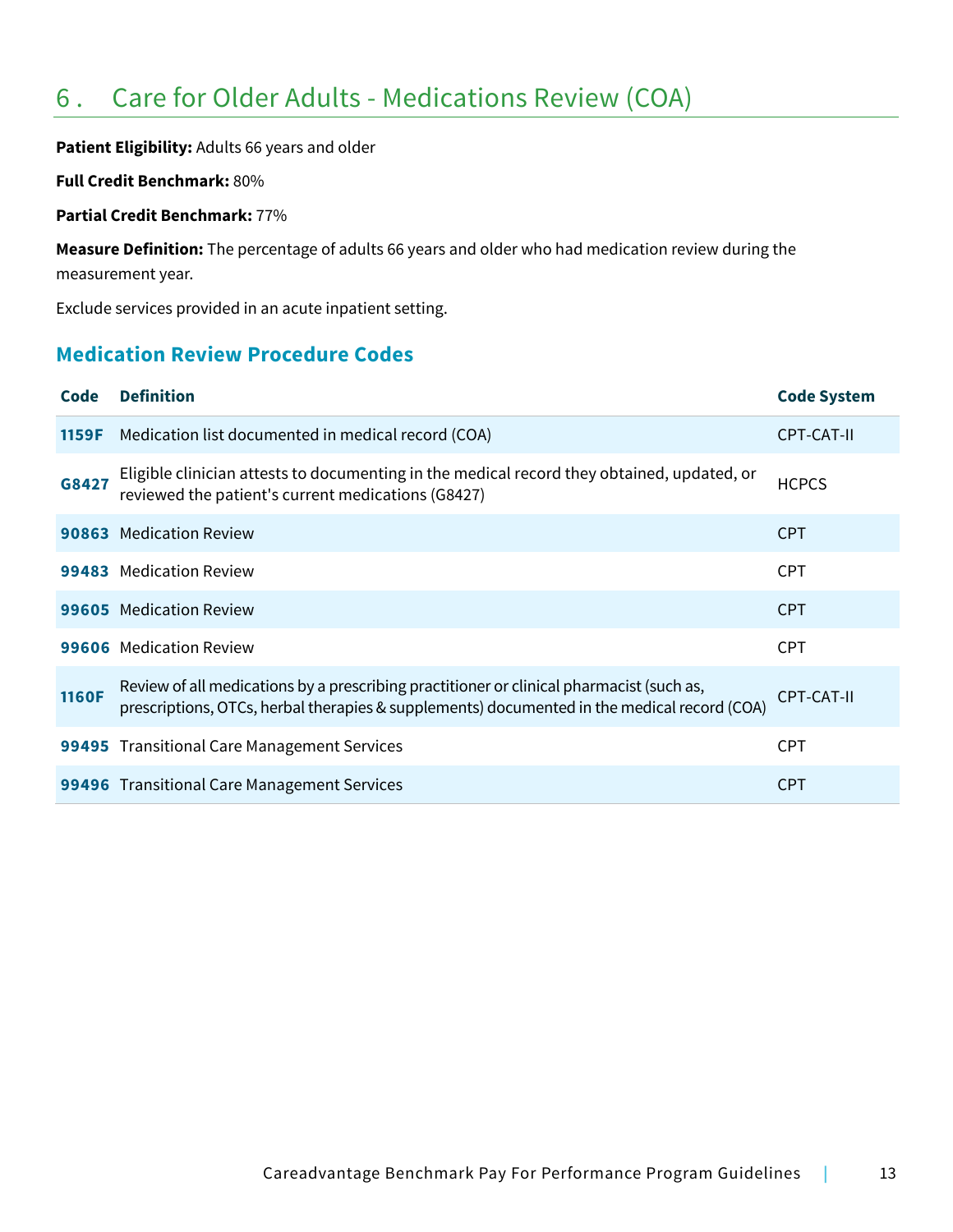# 6. Care for Older Adults - Medications Review (COA)

**Patient Eligibility:** Adults 66 years and older

**Full Credit Benchmark:** 80%

**Partial Credit Benchmark:** 77%

**Measure Definition:** The percentage of adults 66 years and older who had medication review during the measurement year.

Exclude services provided in an acute inpatient setting.

## Medication Review Procedure Codes

| Code | Definition | Code System |
|---|---|---|
| **1159F** | Medication list documented in medical record (COA) | CPT-CAT-II |
| **G8427** | Eligible clinician attests to documenting in the medical record they obtained, updated, or reviewed the patient's current medications (G8427) | HCPCS |
| **90863** | Medication Review | CPT |
| **99483** | Medication Review | CPT |
| **99605** | Medication Review | CPT |
| **99606** | Medication Review | CPT |
| **1160F** | Review of all medications by a prescribing practitioner or clinical pharmacist (such as, prescriptions, OTCs, herbal therapies & supplements) documented in the medical record (COA) | CPT-CAT-II |
| **99495** | Transitional Care Management Services | CPT |
| **99496** | Transitional Care Management Services | CPT |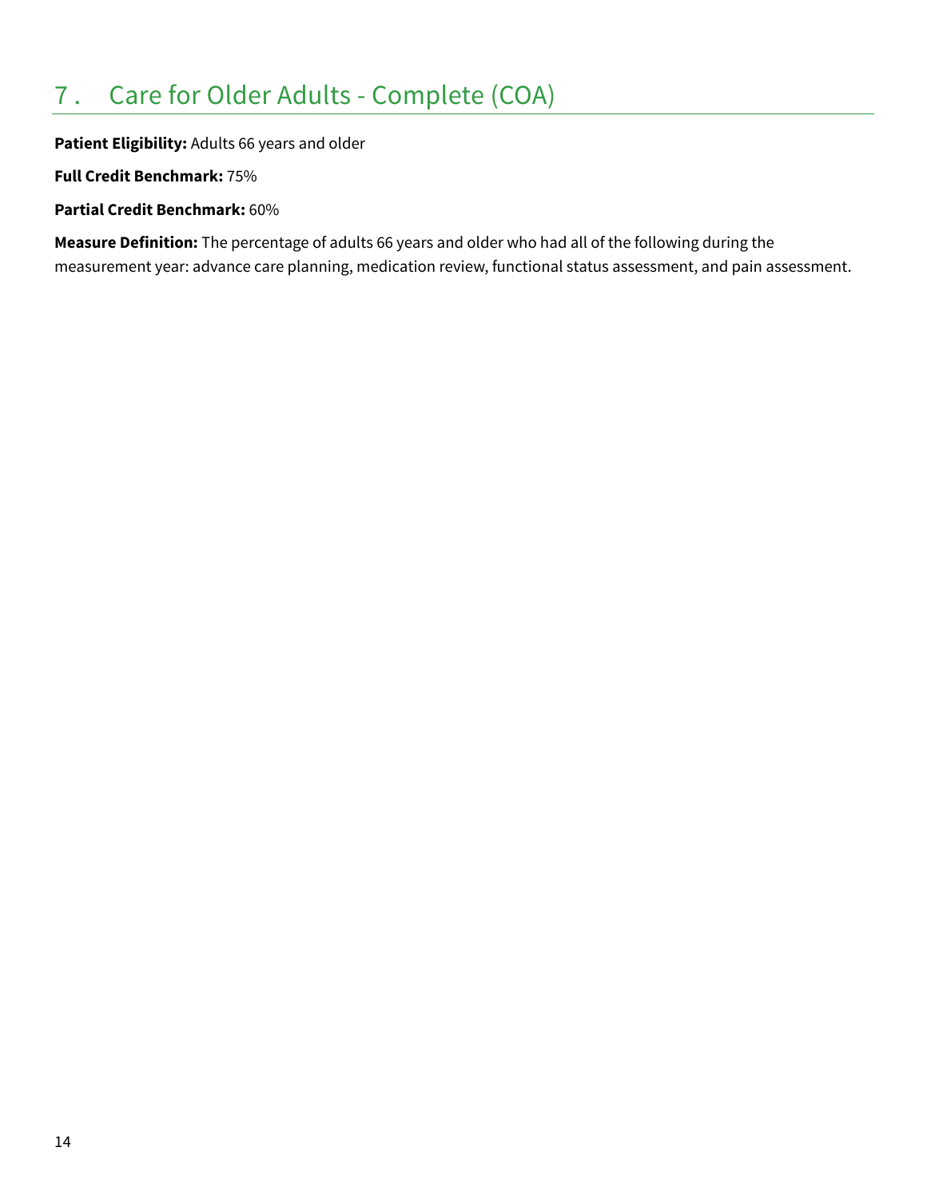# 7 . Care for Older Adults - Complete (COA)

**Patient Eligibility:** Adults 66 years and older

**Full Credit Benchmark:** 75%

**Partial Credit Benchmark:** 60%

**Measure Definition:** The percentage of adults 66 years and older who had all of the following during the measurement year: advance care planning, medication review, functional status assessment, and pain assessment.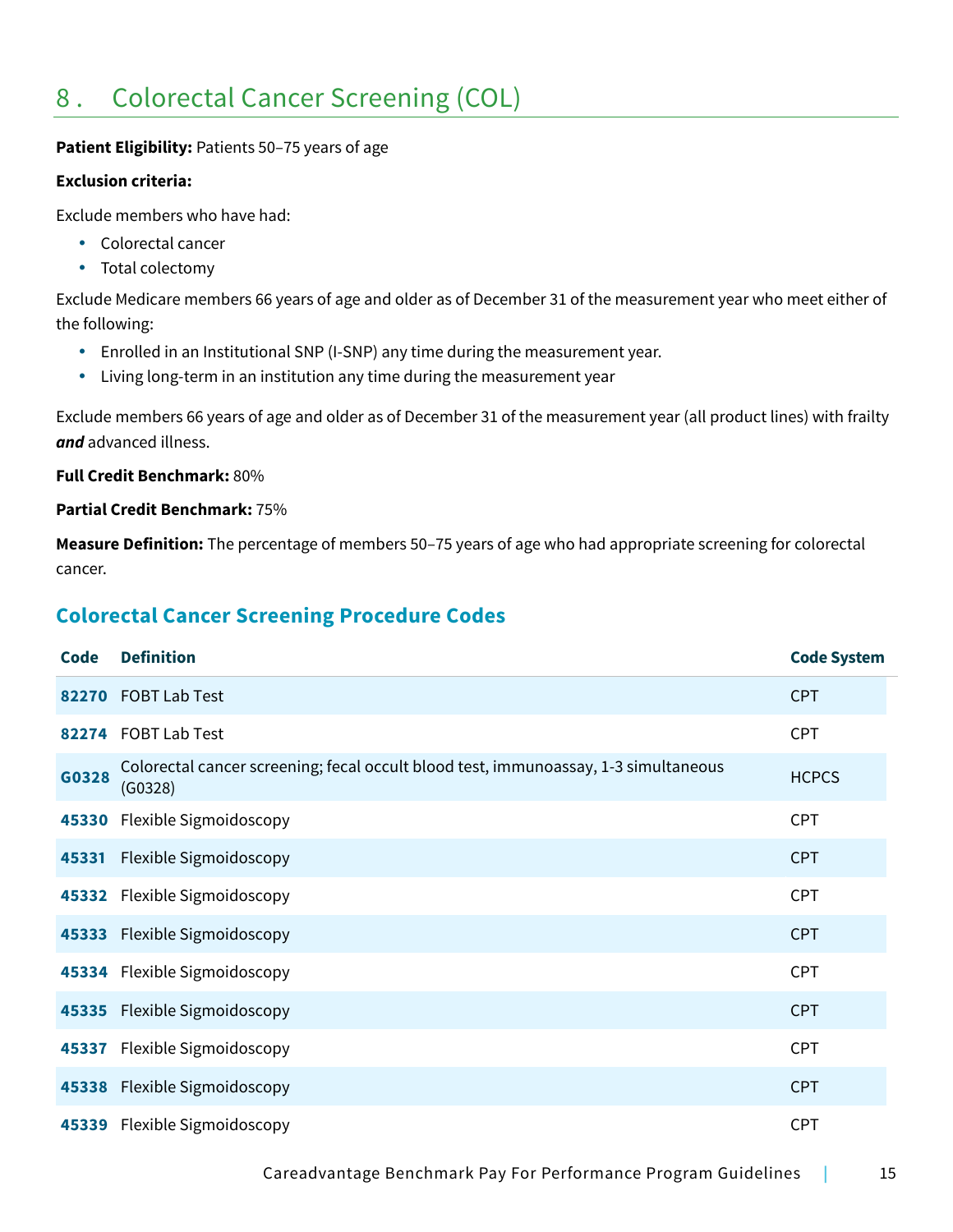## 8 . Colorectal Cancer Screening (COL)

**Patient Eligibility:** Patients 50–75 years of age

**Exclusion criteria:**

Exclude members who have had:

- Colorectal cancer
- Total colectomy

Exclude Medicare members 66 years of age and older as of December 31 of the measurement year who meet either of the following:

- Enrolled in an Institutional SNP (I-SNP) any time during the measurement year.
- Living long-term in an institution any time during the measurement year

Exclude members 66 years of age and older as of December 31 of the measurement year (all product lines) with frailty ***and*** advanced illness.

**Full Credit Benchmark:** 80%

**Partial Credit Benchmark:** 75%

**Measure Definition:** The percentage of members 50–75 years of age who had appropriate screening for colorectal cancer.

### Colorectal Cancer Screening Procedure Codes

| Code | Definition | Code System |
|---|---|---|
| 82270 | FOBT Lab Test | CPT |
| 82274 | FOBT Lab Test | CPT |
| G0328 | Colorectal cancer screening; fecal occult blood test, immunoassay, 1-3 simultaneous (G0328) | HCPCS |
| 45330 | Flexible Sigmoidoscopy | CPT |
| 45331 | Flexible Sigmoidoscopy | CPT |
| 45332 | Flexible Sigmoidoscopy | CPT |
| 45333 | Flexible Sigmoidoscopy | CPT |
| 45334 | Flexible Sigmoidoscopy | CPT |
| 45335 | Flexible Sigmoidoscopy | CPT |
| 45337 | Flexible Sigmoidoscopy | CPT |
| 45338 | Flexible Sigmoidoscopy | CPT |
| 45339 | Flexible Sigmoidoscopy | CPT |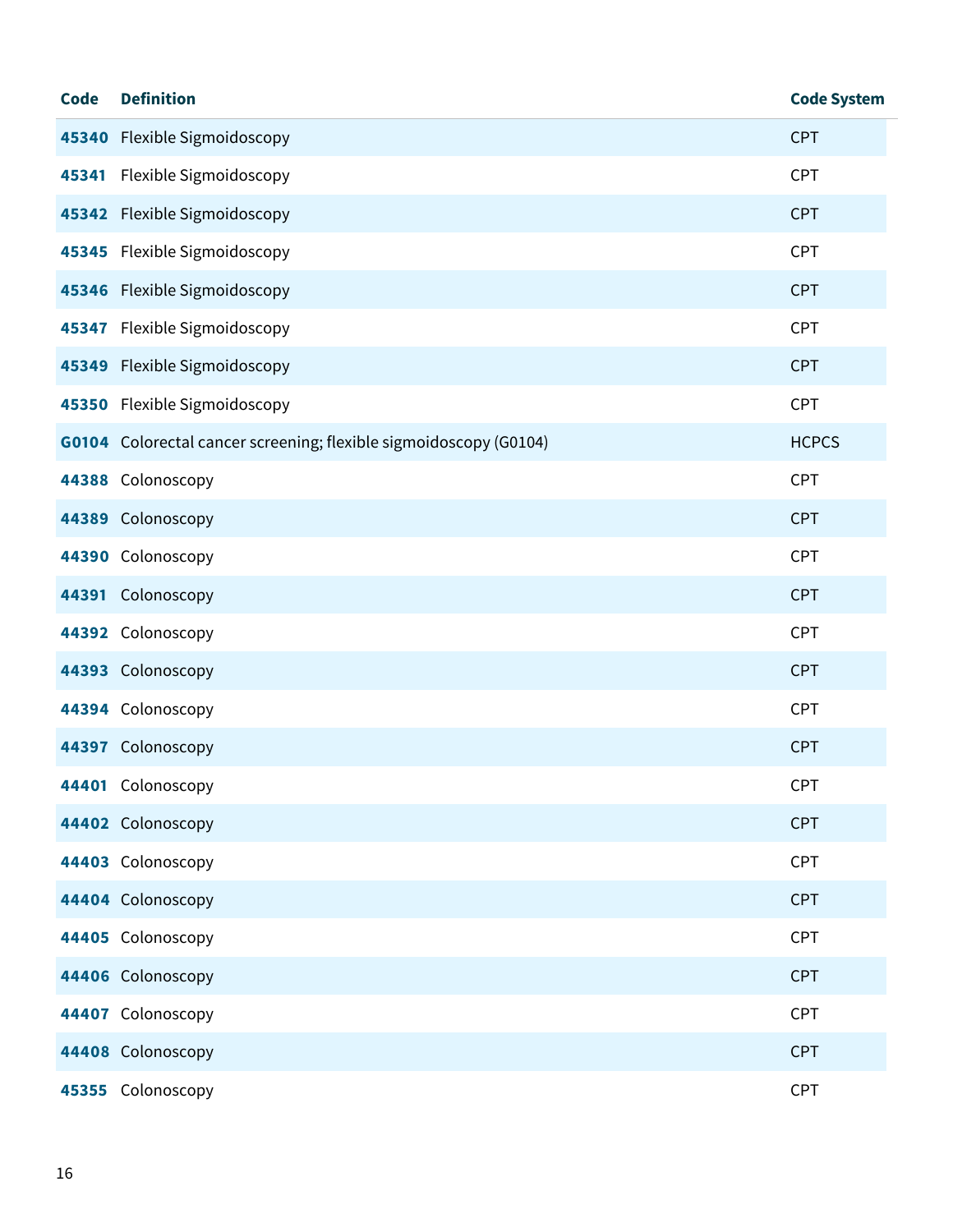| Code | Definition | Code System |
|---|---|---|
| 45340 | Flexible Sigmoidoscopy | CPT |
| 45341 | Flexible Sigmoidoscopy | CPT |
| 45342 | Flexible Sigmoidoscopy | CPT |
| 45345 | Flexible Sigmoidoscopy | CPT |
| 45346 | Flexible Sigmoidoscopy | CPT |
| 45347 | Flexible Sigmoidoscopy | CPT |
| 45349 | Flexible Sigmoidoscopy | CPT |
| 45350 | Flexible Sigmoidoscopy | CPT |
| G0104 | Colorectal cancer screening; flexible sigmoidoscopy (G0104) | HCPCS |
| 44388 | Colonoscopy | CPT |
| 44389 | Colonoscopy | CPT |
| 44390 | Colonoscopy | CPT |
| 44391 | Colonoscopy | CPT |
| 44392 | Colonoscopy | CPT |
| 44393 | Colonoscopy | CPT |
| 44394 | Colonoscopy | CPT |
| 44397 | Colonoscopy | CPT |
| 44401 | Colonoscopy | CPT |
| 44402 | Colonoscopy | CPT |
| 44403 | Colonoscopy | CPT |
| 44404 | Colonoscopy | CPT |
| 44405 | Colonoscopy | CPT |
| 44406 | Colonoscopy | CPT |
| 44407 | Colonoscopy | CPT |
| 44408 | Colonoscopy | CPT |
| 45355 | Colonoscopy | CPT |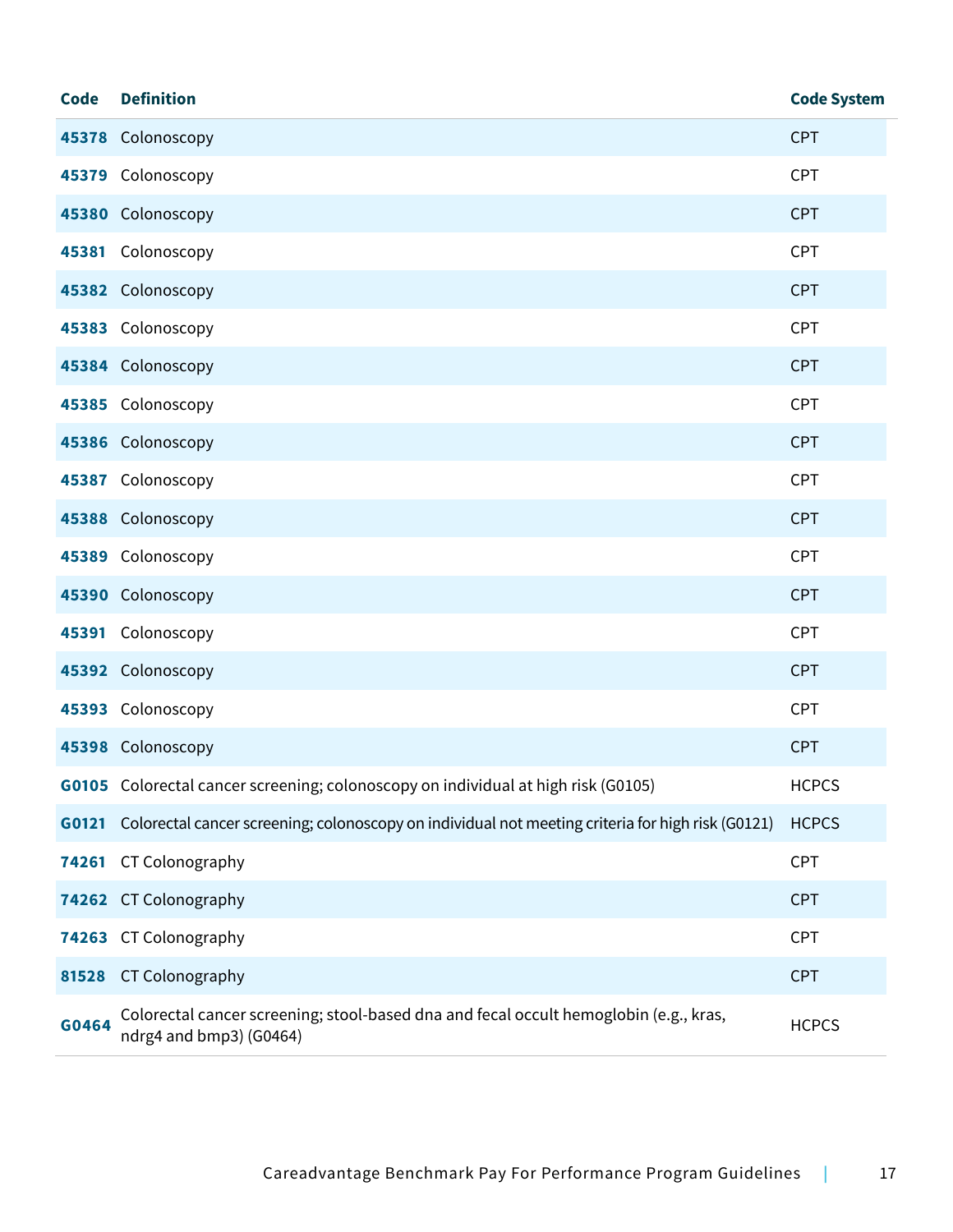| Code | Definition | Code System |
|---|---|---|
| 45378 | Colonoscopy | CPT |
| 45379 | Colonoscopy | CPT |
| 45380 | Colonoscopy | CPT |
| 45381 | Colonoscopy | CPT |
| 45382 | Colonoscopy | CPT |
| 45383 | Colonoscopy | CPT |
| 45384 | Colonoscopy | CPT |
| 45385 | Colonoscopy | CPT |
| 45386 | Colonoscopy | CPT |
| 45387 | Colonoscopy | CPT |
| 45388 | Colonoscopy | CPT |
| 45389 | Colonoscopy | CPT |
| 45390 | Colonoscopy | CPT |
| 45391 | Colonoscopy | CPT |
| 45392 | Colonoscopy | CPT |
| 45393 | Colonoscopy | CPT |
| 45398 | Colonoscopy | CPT |
| G0105 | Colorectal cancer screening; colonoscopy on individual at high risk (G0105) | HCPCS |
| G0121 | Colorectal cancer screening; colonoscopy on individual not meeting criteria for high risk (G0121) | HCPCS |
| 74261 | CT Colonography | CPT |
| 74262 | CT Colonography | CPT |
| 74263 | CT Colonography | CPT |
| 81528 | CT Colonography | CPT |
| G0464 | Colorectal cancer screening; stool-based dna and fecal occult hemoglobin (e.g., kras, ndrg4 and bmp3) (G0464) | HCPCS |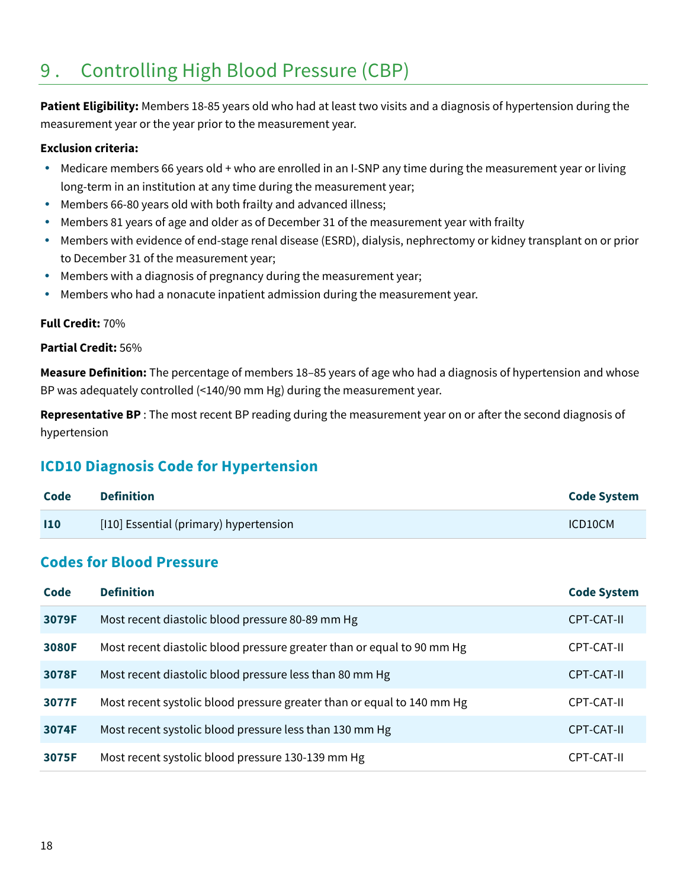# 9 . Controlling High Blood Pressure (CBP)

**Patient Eligibility:** Members 18-85 years old who had at least two visits and a diagnosis of hypertension during the measurement year or the year prior to the measurement year.

**Exclusion criteria:**

- Medicare members 66 years old + who are enrolled in an I-SNP any time during the measurement year or living long-term in an institution at any time during the measurement year;
- Members 66-80 years old with both frailty and advanced illness;
- Members 81 years of age and older as of December 31 of the measurement year with frailty
- Members with evidence of end-stage renal disease (ESRD), dialysis, nephrectomy or kidney transplant on or prior to December 31 of the measurement year;
- Members with a diagnosis of pregnancy during the measurement year;
- Members who had a nonacute inpatient admission during the measurement year.

**Full Credit:** 70%

**Partial Credit:** 56%

**Measure Definition:** The percentage of members 18–85 years of age who had a diagnosis of hypertension and whose BP was adequately controlled (<140/90 mm Hg) during the measurement year.

**Representative BP** : The most recent BP reading during the measurement year on or after the second diagnosis of hypertension

### ICD10 Diagnosis Code for Hypertension

| Code | Definition | Code System |
| --- | --- | --- |
| **I10** | [I10] Essential (primary) hypertension | ICD10CM |

### Codes for Blood Pressure

| Code | Definition | Code System |
| --- | --- | --- |
| **3079F** | Most recent diastolic blood pressure 80-89 mm Hg | CPT-CAT-II |
| **3080F** | Most recent diastolic blood pressure greater than or equal to 90 mm Hg | CPT-CAT-II |
| **3078F** | Most recent diastolic blood pressure less than 80 mm Hg | CPT-CAT-II |
| **3077F** | Most recent systolic blood pressure greater than or equal to 140 mm Hg | CPT-CAT-II |
| **3074F** | Most recent systolic blood pressure less than 130 mm Hg | CPT-CAT-II |
| **3075F** | Most recent systolic blood pressure 130-139 mm Hg | CPT-CAT-II |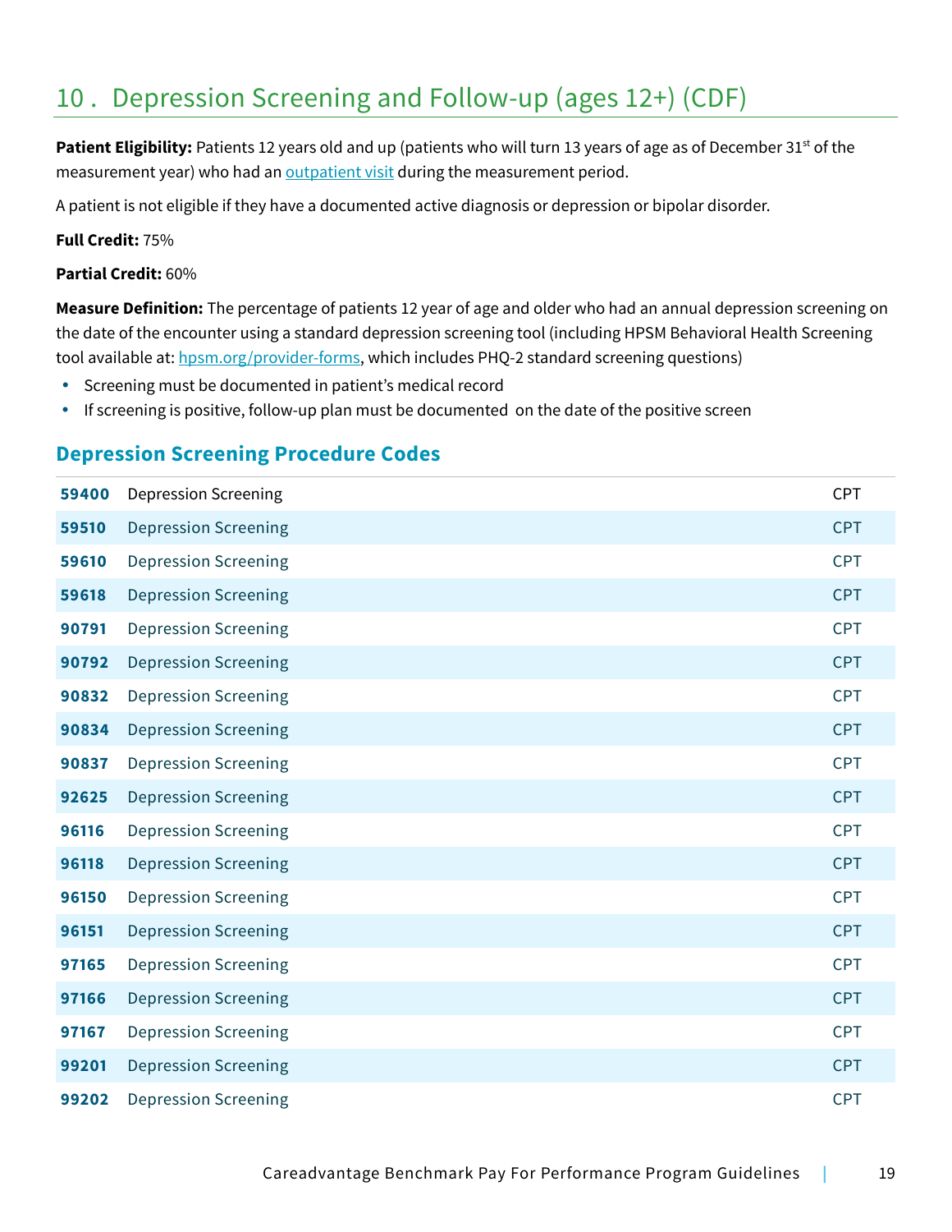## 10 . Depression Screening and Follow-up (ages 12+) (CDF)

**Patient Eligibility:** Patients 12 years old and up (patients who will turn 13 years of age as of December 31st of the measurement year) who had an outpatient visit during the measurement period.

A patient is not eligible if they have a documented active diagnosis or depression or bipolar disorder.

**Full Credit:** 75%

**Partial Credit:** 60%

**Measure Definition:** The percentage of patients 12 year of age and older who had an annual depression screening on the date of the encounter using a standard depression screening tool (including HPSM Behavioral Health Screening tool available at: hpsm.org/provider-forms, which includes PHQ-2 standard screening questions)

- Screening must be documented in patient's medical record
- If screening is positive, follow-up plan must be documented on the date of the positive screen

### Depression Screening Procedure Codes

| | | |
|---|---|---|
| **59400** | Depression Screening | CPT |
| **59510** | Depression Screening | CPT |
| **59610** | Depression Screening | CPT |
| **59618** | Depression Screening | CPT |
| **90791** | Depression Screening | CPT |
| **90792** | Depression Screening | CPT |
| **90832** | Depression Screening | CPT |
| **90834** | Depression Screening | CPT |
| **90837** | Depression Screening | CPT |
| **92625** | Depression Screening | CPT |
| **96116** | Depression Screening | CPT |
| **96118** | Depression Screening | CPT |
| **96150** | Depression Screening | CPT |
| **96151** | Depression Screening | CPT |
| **97165** | Depression Screening | CPT |
| **97166** | Depression Screening | CPT |
| **97167** | Depression Screening | CPT |
| **99201** | Depression Screening | CPT |
| **99202** | Depression Screening | CPT |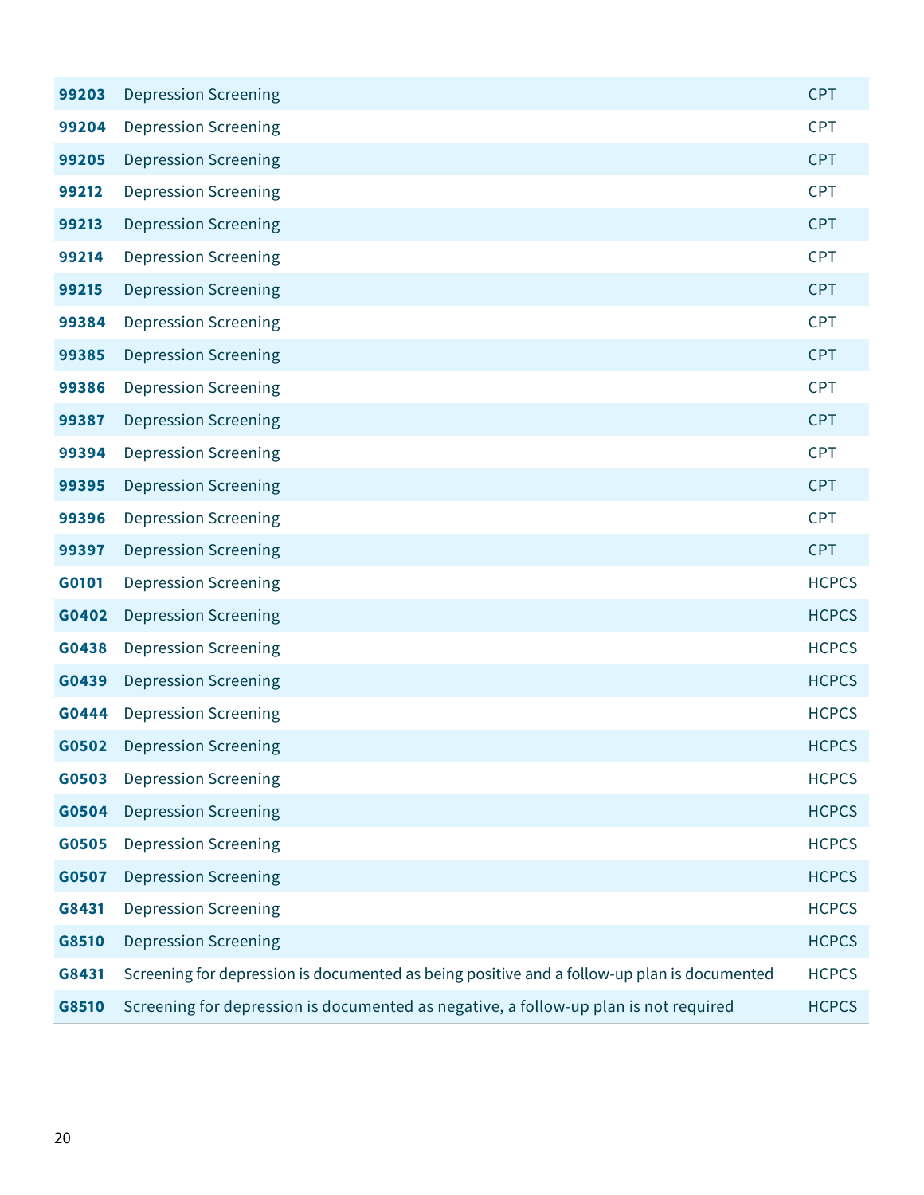| | | |
|---|---|---|
| **99203** | Depression Screening | CPT |
| **99204** | Depression Screening | CPT |
| **99205** | Depression Screening | CPT |
| **99212** | Depression Screening | CPT |
| **99213** | Depression Screening | CPT |
| **99214** | Depression Screening | CPT |
| **99215** | Depression Screening | CPT |
| **99384** | Depression Screening | CPT |
| **99385** | Depression Screening | CPT |
| **99386** | Depression Screening | CPT |
| **99387** | Depression Screening | CPT |
| **99394** | Depression Screening | CPT |
| **99395** | Depression Screening | CPT |
| **99396** | Depression Screening | CPT |
| **99397** | Depression Screening | CPT |
| **G0101** | Depression Screening | HCPCS |
| **G0402** | Depression Screening | HCPCS |
| **G0438** | Depression Screening | HCPCS |
| **G0439** | Depression Screening | HCPCS |
| **G0444** | Depression Screening | HCPCS |
| **G0502** | Depression Screening | HCPCS |
| **G0503** | Depression Screening | HCPCS |
| **G0504** | Depression Screening | HCPCS |
| **G0505** | Depression Screening | HCPCS |
| **G0507** | Depression Screening | HCPCS |
| **G8431** | Depression Screening | HCPCS |
| **G8510** | Depression Screening | HCPCS |
| **G8431** | Screening for depression is documented as being positive and a follow-up plan is documented | HCPCS |
| **G8510** | Screening for depression is documented as negative, a follow-up plan is not required | HCPCS |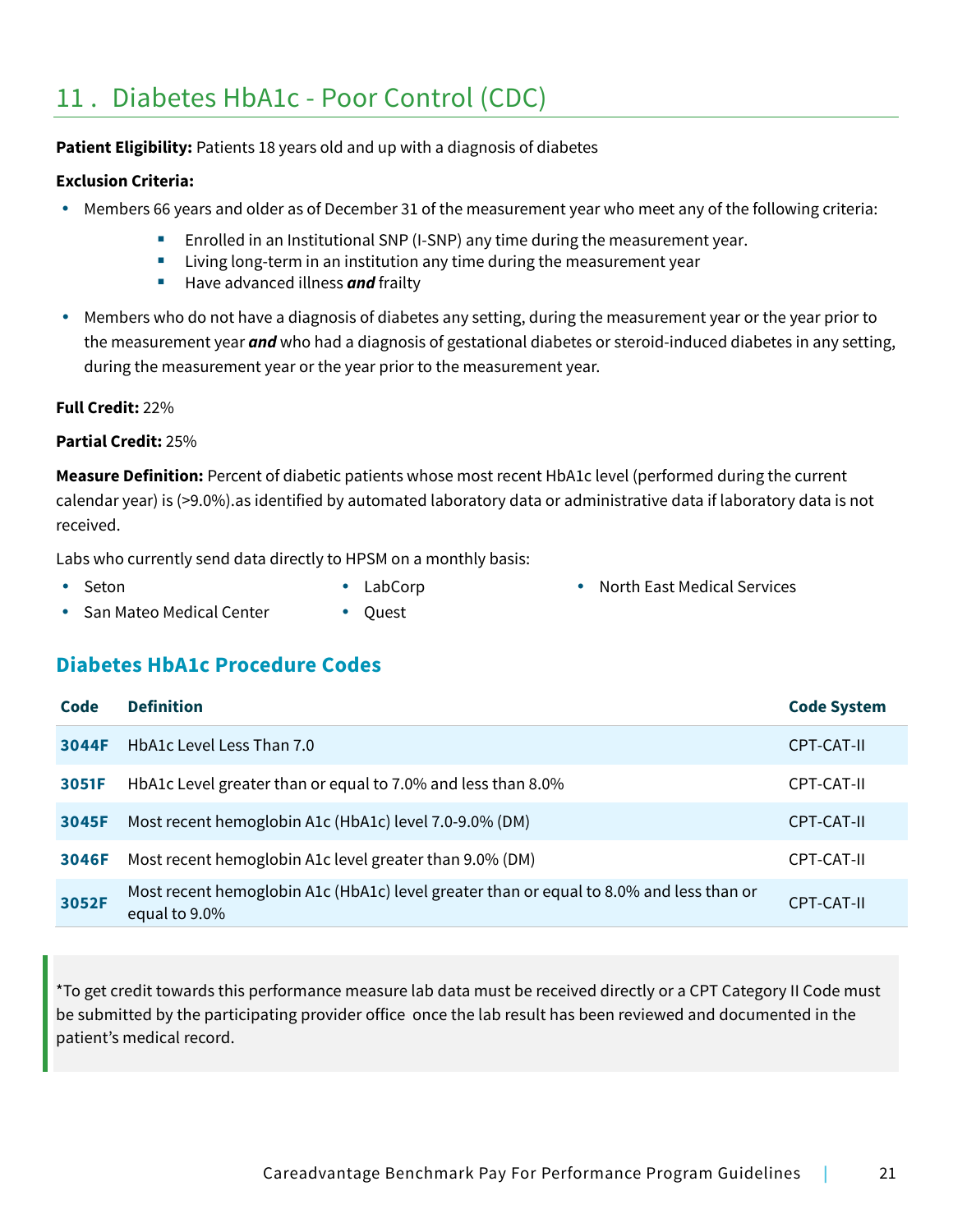# 11 . Diabetes HbA1c - Poor Control (CDC)

**Patient Eligibility:** Patients 18 years old and up with a diagnosis of diabetes

**Exclusion Criteria:**

- Members 66 years and older as of December 31 of the measurement year who meet any of the following criteria:
  - Enrolled in an Institutional SNP (I-SNP) any time during the measurement year.
  - Living long-term in an institution any time during the measurement year
  - Have advanced illness ***and*** frailty
- Members who do not have a diagnosis of diabetes any setting, during the measurement year or the year prior to the measurement year ***and*** who had a diagnosis of gestational diabetes or steroid-induced diabetes in any setting, during the measurement year or the year prior to the measurement year.

**Full Credit:** 22%

**Partial Credit:** 25%

**Measure Definition:** Percent of diabetic patients whose most recent HbA1c level (performed during the current calendar year) is (>9.0%).as identified by automated laboratory data or administrative data if laboratory data is not received.

Labs who currently send data directly to HPSM on a monthly basis:

- Seton
- San Mateo Medical Center
- LabCorp
- Quest
- North East Medical Services

## Diabetes HbA1c Procedure Codes

| Code | Definition | Code System |
|---|---|---|
| **3044F** | HbA1c Level Less Than 7.0 | CPT-CAT-II |
| **3051F** | HbA1c Level greater than or equal to 7.0% and less than 8.0% | CPT-CAT-II |
| **3045F** | Most recent hemoglobin A1c (HbA1c) level 7.0-9.0% (DM) | CPT-CAT-II |
| **3046F** | Most recent hemoglobin A1c level greater than 9.0% (DM) | CPT-CAT-II |
| **3052F** | Most recent hemoglobin A1c (HbA1c) level greater than or equal to 8.0% and less than or equal to 9.0% | CPT-CAT-II |

*To get credit towards this performance measure lab data must be received directly or a CPT Category II Code must be submitted by the participating provider office once the lab result has been reviewed and documented in the patient's medical record.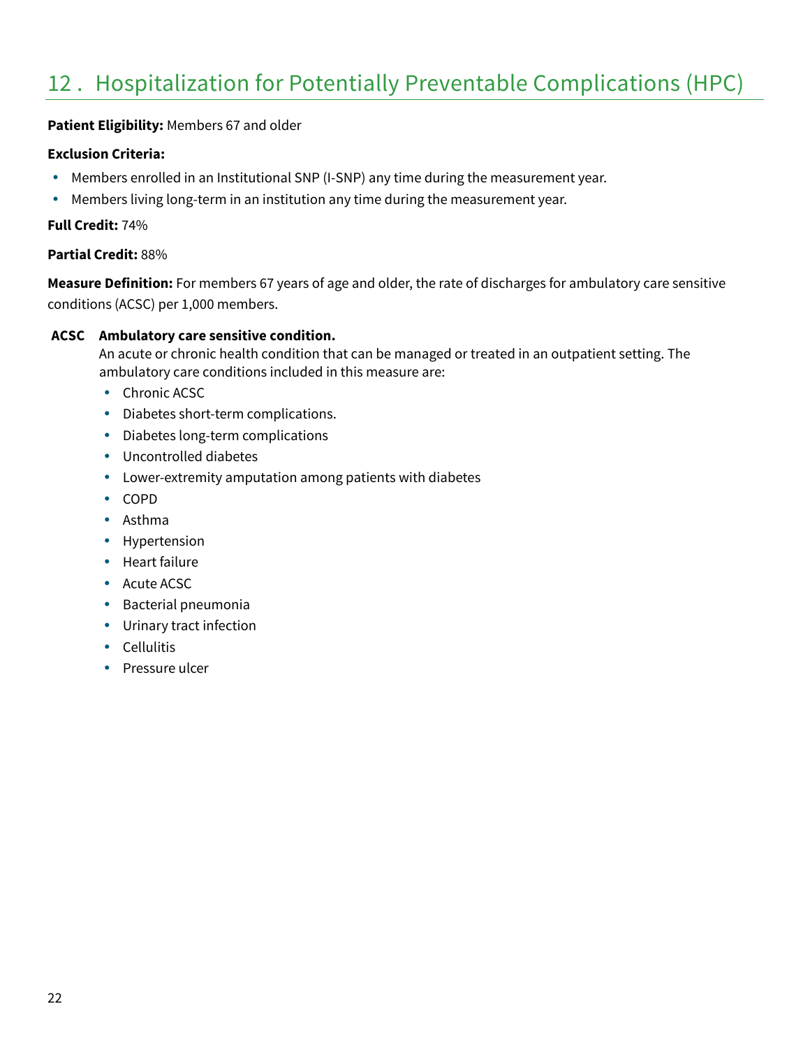## 12 . Hospitalization for Potentially Preventable Complications (HPC)

**Patient Eligibility:** Members 67 and older

**Exclusion Criteria:**

- Members enrolled in an Institutional SNP (I-SNP) any time during the measurement year.
- Members living long-term in an institution any time during the measurement year.

**Full Credit:** 74%

**Partial Credit:** 88%

**Measure Definition:** For members 67 years of age and older, the rate of discharges for ambulatory care sensitive conditions (ACSC) per 1,000 members.

**ACSC** **Ambulatory care sensitive condition.**
An acute or chronic health condition that can be managed or treated in an outpatient setting. The ambulatory care conditions included in this measure are:

- Chronic ACSC
- Diabetes short-term complications.
- Diabetes long-term complications
- Uncontrolled diabetes
- Lower-extremity amputation among patients with diabetes
- COPD
- Asthma
- Hypertension
- Heart failure
- Acute ACSC
- Bacterial pneumonia
- Urinary tract infection
- Cellulitis
- Pressure ulcer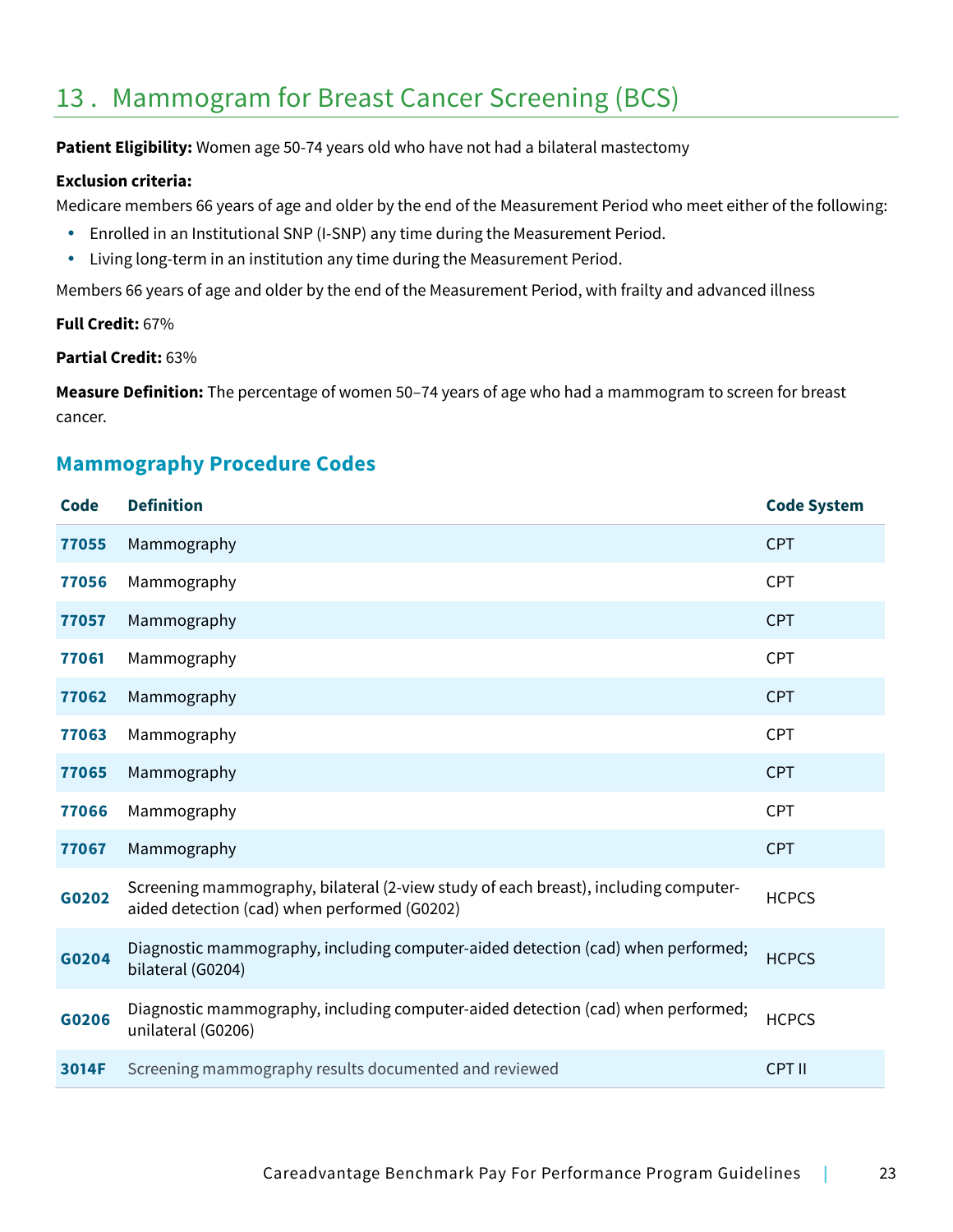## 13 . Mammogram for Breast Cancer Screening (BCS)

**Patient Eligibility:** Women age 50-74 years old who have not had a bilateral mastectomy

**Exclusion criteria:**

Medicare members 66 years of age and older by the end of the Measurement Period who meet either of the following:

- Enrolled in an Institutional SNP (I-SNP) any time during the Measurement Period.
- Living long-term in an institution any time during the Measurement Period.

Members 66 years of age and older by the end of the Measurement Period, with frailty and advanced illness

**Full Credit:** 67%

**Partial Credit:** 63%

**Measure Definition:** The percentage of women 50–74 years of age who had a mammogram to screen for breast cancer.

### Mammography Procedure Codes

| Code | Definition | Code System |
|---|---|---|
| **77055** | Mammography | CPT |
| **77056** | Mammography | CPT |
| **77057** | Mammography | CPT |
| **77061** | Mammography | CPT |
| **77062** | Mammography | CPT |
| **77063** | Mammography | CPT |
| **77065** | Mammography | CPT |
| **77066** | Mammography | CPT |
| **77067** | Mammography | CPT |
| **G0202** | Screening mammography, bilateral (2-view study of each breast), including computer-aided detection (cad) when performed (G0202) | HCPCS |
| **G0204** | Diagnostic mammography, including computer-aided detection (cad) when performed; bilateral (G0204) | HCPCS |
| **G0206** | Diagnostic mammography, including computer-aided detection (cad) when performed; unilateral (G0206) | HCPCS |
| **3014F** | Screening mammography results documented and reviewed | CPT II |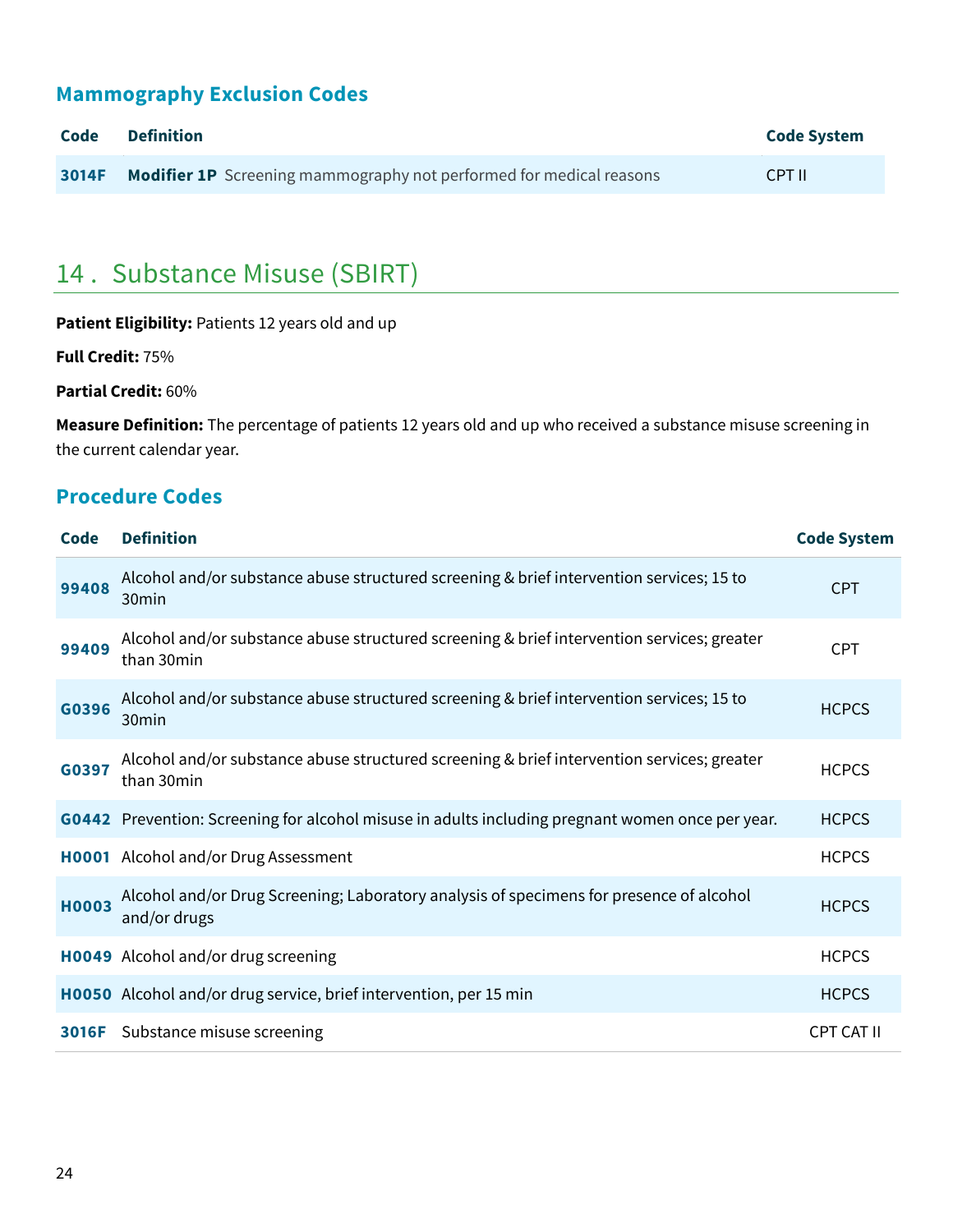### Mammography Exclusion Codes

| Code | Definition | Code System |
|---|---|---|
| 3014F | **Modifier 1P** Screening mammography not performed for medical reasons | CPT II |

## 14 . Substance Misuse (SBIRT)

**Patient Eligibility:** Patients 12 years old and up

**Full Credit:** 75%

**Partial Credit:** 60%

**Measure Definition:** The percentage of patients 12 years old and up who received a substance misuse screening in the current calendar year.

### Procedure Codes

| Code | Definition | Code System |
|---|---|---|
| 99408 | Alcohol and/or substance abuse structured screening & brief intervention services; 15 to 30min | CPT |
| 99409 | Alcohol and/or substance abuse structured screening & brief intervention services; greater than 30min | CPT |
| G0396 | Alcohol and/or substance abuse structured screening & brief intervention services; 15 to 30min | HCPCS |
| G0397 | Alcohol and/or substance abuse structured screening & brief intervention services; greater than 30min | HCPCS |
| G0442 | Prevention: Screening for alcohol misuse in adults including pregnant women once per year. | HCPCS |
| H0001 | Alcohol and/or Drug Assessment | HCPCS |
| H0003 | Alcohol and/or Drug Screening; Laboratory analysis of specimens for presence of alcohol and/or drugs | HCPCS |
| H0049 | Alcohol and/or drug screening | HCPCS |
| H0050 | Alcohol and/or drug service, brief intervention, per 15 min | HCPCS |
| 3016F | Substance misuse screening | CPT CAT II |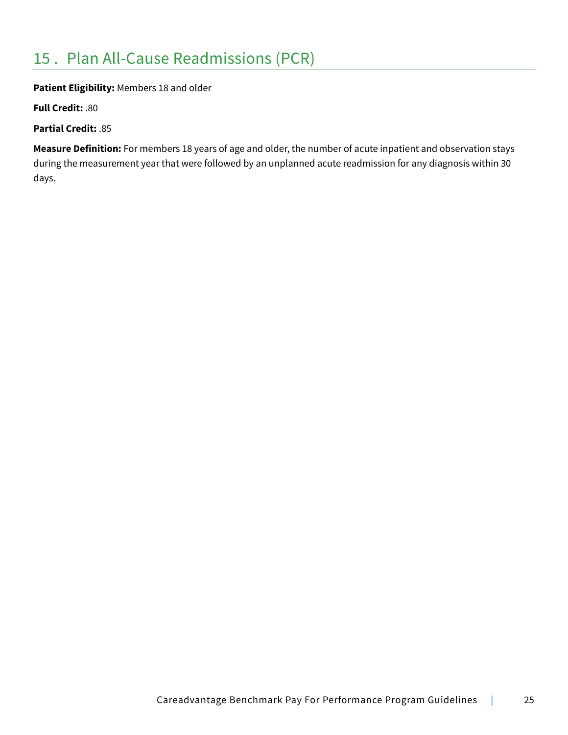## 15 . Plan All-Cause Readmissions (PCR)

**Patient Eligibility:** Members 18 and older

**Full Credit:** .80

**Partial Credit:** .85

**Measure Definition:** For members 18 years of age and older, the number of acute inpatient and observation stays during the measurement year that were followed by an unplanned acute readmission for any diagnosis within 30 days.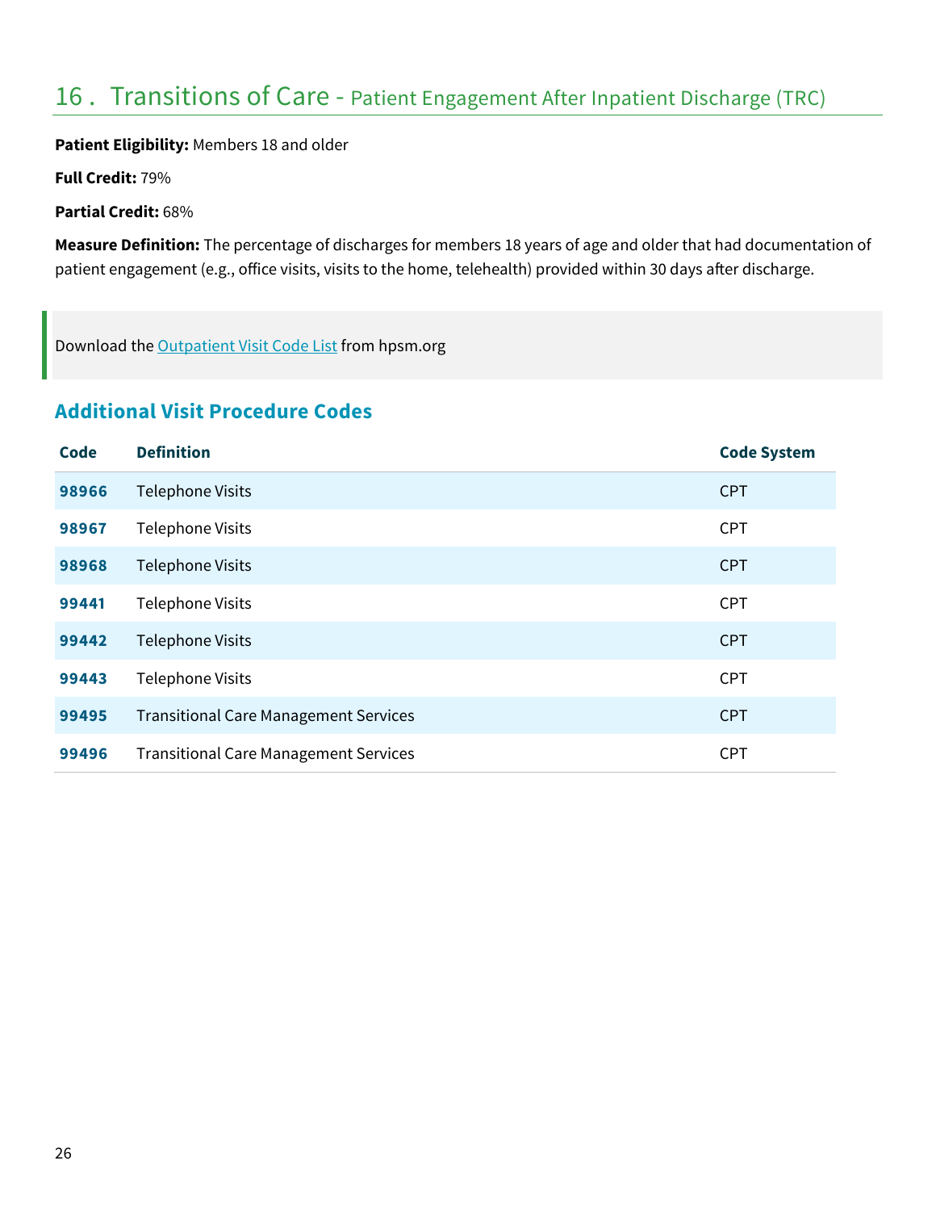## 16 . Transitions of Care - Patient Engagement After Inpatient Discharge (TRC)

**Patient Eligibility:** Members 18 and older

**Full Credit:** 79%

**Partial Credit:** 68%

**Measure Definition:** The percentage of discharges for members 18 years of age and older that had documentation of patient engagement (e.g., office visits, visits to the home, telehealth) provided within 30 days after discharge.

> Download the Outpatient Visit Code List from hpsm.org

### Additional Visit Procedure Codes

| Code | Definition | Code System |
|---|---|---|
| **98966** | Telephone Visits | CPT |
| **98967** | Telephone Visits | CPT |
| **98968** | Telephone Visits | CPT |
| **99441** | Telephone Visits | CPT |
| **99442** | Telephone Visits | CPT |
| **99443** | Telephone Visits | CPT |
| **99495** | Transitional Care Management Services | CPT |
| **99496** | Transitional Care Management Services | CPT |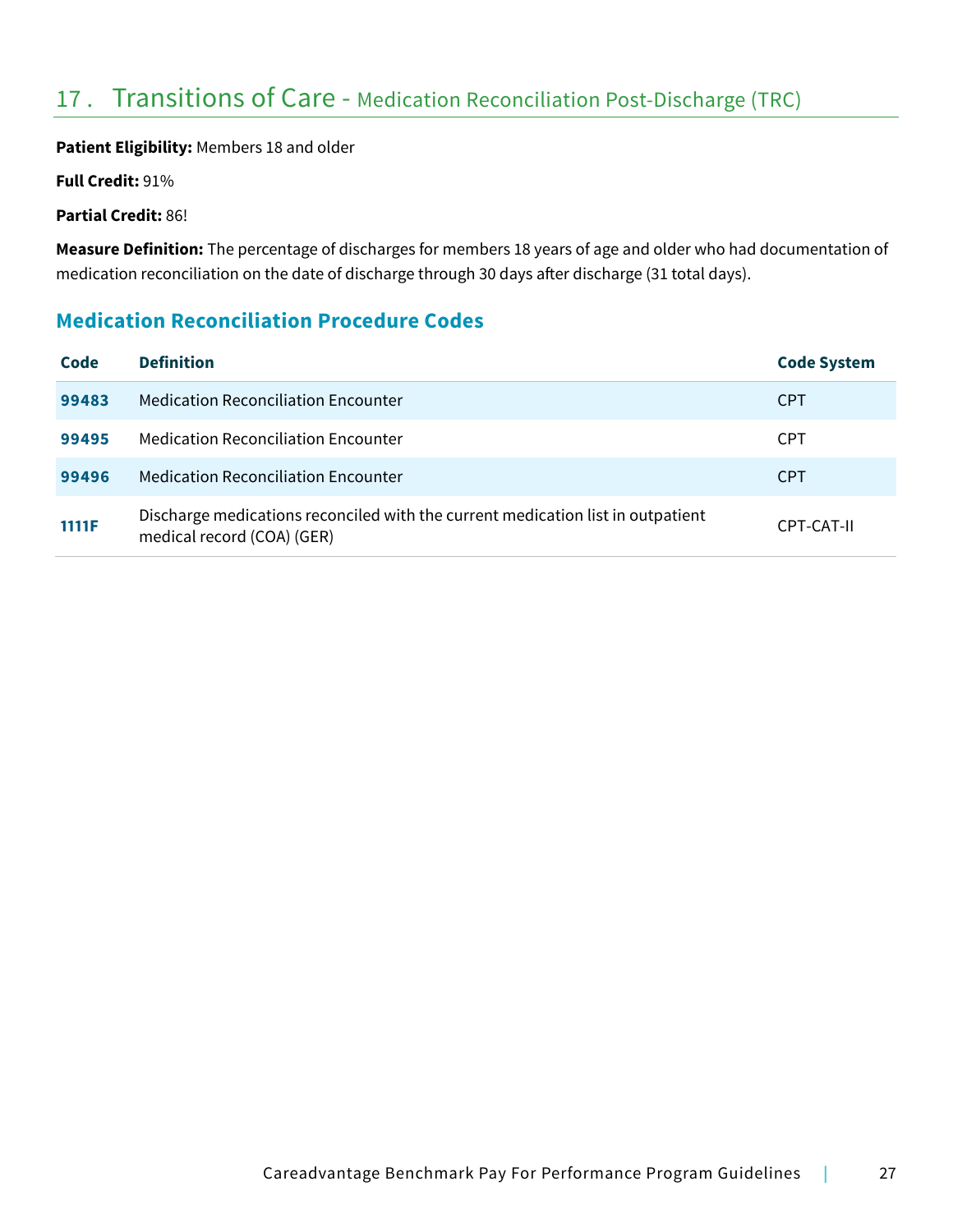## 17 . Transitions of Care - Medication Reconciliation Post-Discharge (TRC)

**Patient Eligibility:** Members 18 and older

**Full Credit:** 91%

**Partial Credit:** 86!

**Measure Definition:** The percentage of discharges for members 18 years of age and older who had documentation of medication reconciliation on the date of discharge through 30 days after discharge (31 total days).

### Medication Reconciliation Procedure Codes

| Code | Definition | Code System |
|---|---|---|
| **99483** | Medication Reconciliation Encounter | CPT |
| **99495** | Medication Reconciliation Encounter | CPT |
| **99496** | Medication Reconciliation Encounter | CPT |
| **1111F** | Discharge medications reconciled with the current medication list in outpatient medical record (COA) (GER) | CPT-CAT-II |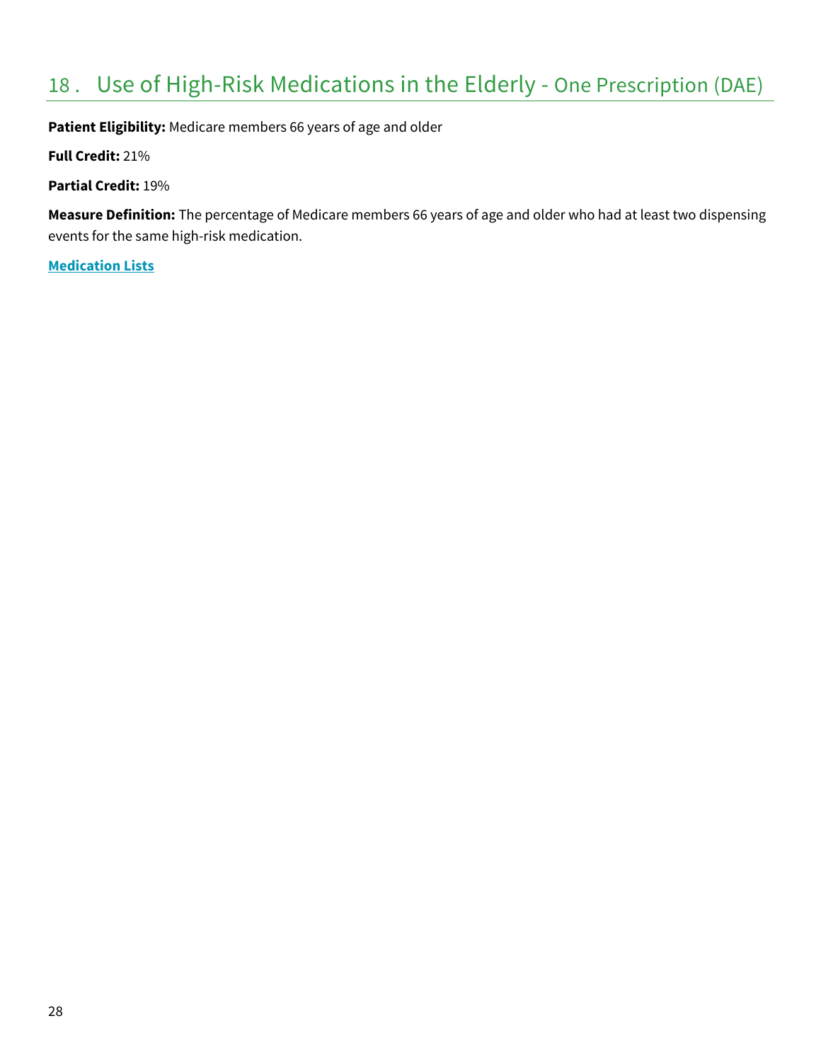## 18 . Use of High-Risk Medications in the Elderly - One Prescription (DAE)

**Patient Eligibility:** Medicare members 66 years of age and older

**Full Credit:** 21%

**Partial Credit:** 19%

**Measure Definition:** The percentage of Medicare members 66 years of age and older who had at least two dispensing events for the same high-risk medication.

**Medication Lists**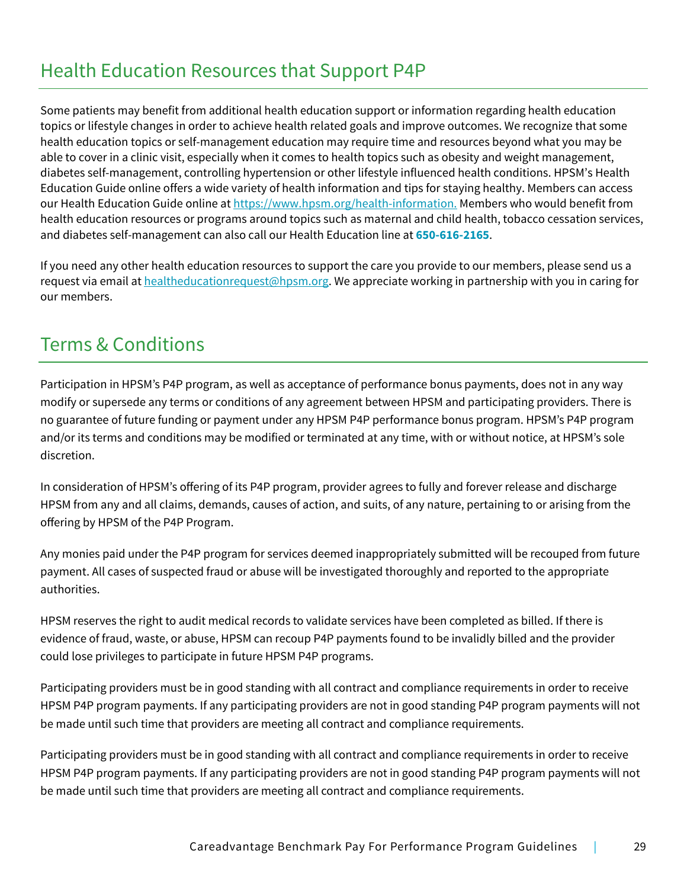## Health Education Resources that Support P4P

Some patients may benefit from additional health education support or information regarding health education topics or lifestyle changes in order to achieve health related goals and improve outcomes. We recognize that some health education topics or self-management education may require time and resources beyond what you may be able to cover in a clinic visit, especially when it comes to health topics such as obesity and weight management, diabetes self-management, controlling hypertension or other lifestyle influenced health conditions. HPSM's Health Education Guide online offers a wide variety of health information and tips for staying healthy. Members can access our Health Education Guide online at https://www.hpsm.org/health-information. Members who would benefit from health education resources or programs around topics such as maternal and child health, tobacco cessation services, and diabetes self-management can also call our Health Education line at **650-616-2165**.

If you need any other health education resources to support the care you provide to our members, please send us a request via email at healtheducationrequest@hpsm.org. We appreciate working in partnership with you in caring for our members.

## Terms & Conditions

Participation in HPSM's P4P program, as well as acceptance of performance bonus payments, does not in any way modify or supersede any terms or conditions of any agreement between HPSM and participating providers. There is no guarantee of future funding or payment under any HPSM P4P performance bonus program. HPSM's P4P program and/or its terms and conditions may be modified or terminated at any time, with or without notice, at HPSM's sole discretion.

In consideration of HPSM's offering of its P4P program, provider agrees to fully and forever release and discharge HPSM from any and all claims, demands, causes of action, and suits, of any nature, pertaining to or arising from the offering by HPSM of the P4P Program.

Any monies paid under the P4P program for services deemed inappropriately submitted will be recouped from future payment. All cases of suspected fraud or abuse will be investigated thoroughly and reported to the appropriate authorities.

HPSM reserves the right to audit medical records to validate services have been completed as billed. If there is evidence of fraud, waste, or abuse, HPSM can recoup P4P payments found to be invalidly billed and the provider could lose privileges to participate in future HPSM P4P programs.

Participating providers must be in good standing with all contract and compliance requirements in order to receive HPSM P4P program payments. If any participating providers are not in good standing P4P program payments will not be made until such time that providers are meeting all contract and compliance requirements.

Participating providers must be in good standing with all contract and compliance requirements in order to receive HPSM P4P program payments. If any participating providers are not in good standing P4P program payments will not be made until such time that providers are meeting all contract and compliance requirements.